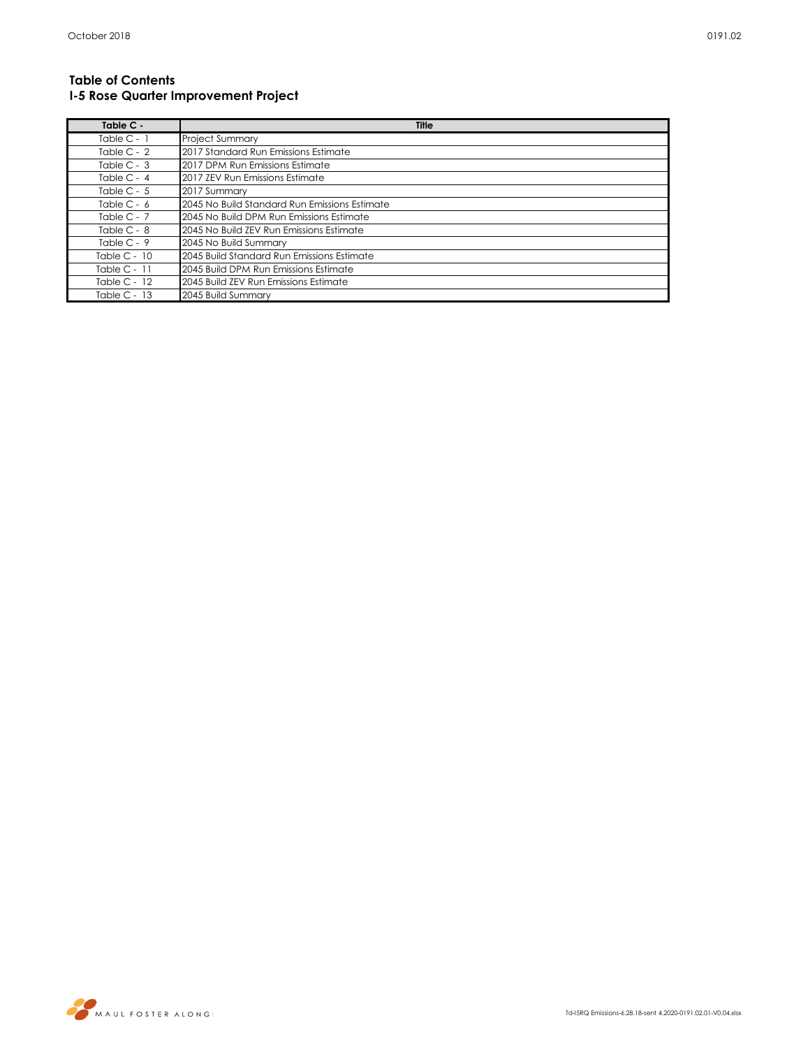## Table of Contents
## I-5 Rose Quarter Improvement Project

| Table C - | Title |
|---|---|
| Table C - 1 | Project Summary |
| Table C - 2 | 2017 Standard Run Emissions Estimate |
| Table C - 3 | 2017 DPM Run Emissions Estimate |
| Table C - 4 | 2017 ZEV Run Emissions Estimate |
| Table C - 5 | 2017 Summary |
| Table C - 6 | 2045 No Build Standard Run Emissions Estimate |
| Table C - 7 | 2045 No Build DPM Run Emissions Estimate |
| Table C - 8 | 2045 No Build ZEV Run Emissions Estimate |
| Table C - 9 | 2045 No Build Summary |
| Table C - 10 | 2045 Build Standard Run Emissions Estimate |
| Table C - 11 | 2045 Build DPM Run Emissions Estimate |
| Table C - 12 | 2045 Build ZEV Run Emissions Estimate |
| Table C - 13 | 2045 Build Summary |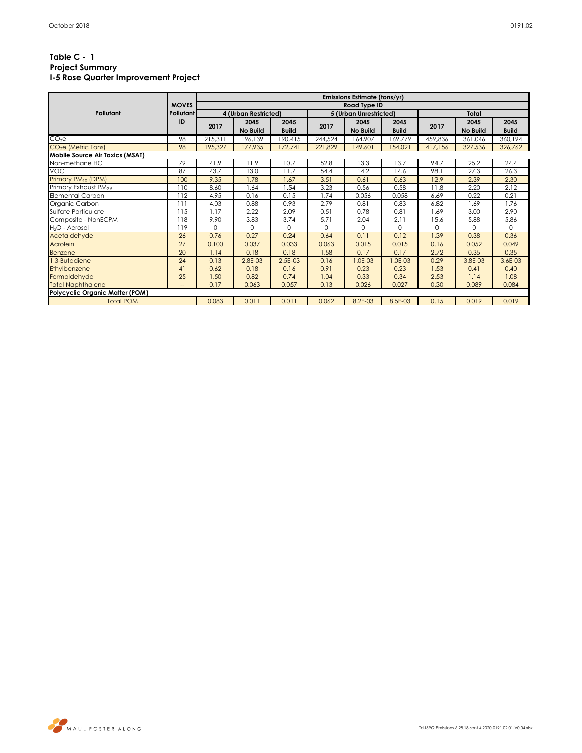**Table C - 1**
**Project Summary**
**I-5 Rose Quarter Improvement Project**

| Pollutant | MOVES Pollutant ID | Emissions Estimate (tons/yr) | | | | | | | | |
|---|---|---|---|---|---|---|---|---|---|---|
| | | Road Type ID | | | | | | | | |
| | | 4 (Urban Restricted) | | | 5 (Urban Unrestricted) | | | Total | | |
| | | 2017 | 2045 No Build | 2045 Build | 2017 | 2045 No Build | 2045 Build | 2017 | 2045 No Build | 2045 Build |
| $CO_2e$ | 98 | 215,311 | 196,139 | 190,415 | 244,524 | 164,907 | 169,779 | 459,836 | 361,046 | 360,194 |
| $CO_2e$ (Metric Tons) | 98 | 195,327 | 177,935 | 172,741 | 221,829 | 149,601 | 154,021 | 417,156 | 327,536 | 326,762 |
| **Mobile Source Air Toxics (MSAT)** | | | | | | | | | | |
| Non-methane HC | 79 | 41.9 | 11.9 | 10.7 | 52.8 | 13.3 | 13.7 | 94.7 | 25.2 | 24.4 |
| VOC | 87 | 43.7 | 13.0 | 11.7 | 54.4 | 14.2 | 14.6 | 98.1 | 27.3 | 26.3 |
| Primary $PM_{10}$ (DPM) | 100 | 9.35 | 1.78 | 1.67 | 3.51 | 0.61 | 0.63 | 12.9 | 2.39 | 2.30 |
| Primary Exhaust $PM_{2.5}$ | 110 | 8.60 | 1.64 | 1.54 | 3.23 | 0.56 | 0.58 | 11.8 | 2.20 | 2.12 |
| Elemental Carbon | 112 | 4.95 | 0.16 | 0.15 | 1.74 | 0.056 | 0.058 | 6.69 | 0.22 | 0.21 |
| Organic Carbon | 111 | 4.03 | 0.88 | 0.93 | 2.79 | 0.81 | 0.83 | 6.82 | 1.69 | 1.76 |
| Sulfate Particulate | 115 | 1.17 | 2.22 | 2.09 | 0.51 | 0.78 | 0.81 | 1.69 | 3.00 | 2.90 |
| Composite - NonECPM | 118 | 9.90 | 3.83 | 3.74 | 5.71 | 2.04 | 2.11 | 15.6 | 5.88 | 5.86 |
| $H_2O$ - Aerosol | 119 | 0 | 0 | 0 | 0 | 0 | 0 | 0 | 0 | 0 |
| Acetaldehyde | 26 | 0.76 | 0.27 | 0.24 | 0.64 | 0.11 | 0.12 | 1.39 | 0.38 | 0.36 |
| Acrolein | 27 | 0.100 | 0.037 | 0.033 | 0.063 | 0.015 | 0.015 | 0.16 | 0.052 | 0.049 |
| Benzene | 20 | 1.14 | 0.18 | 0.18 | 1.58 | 0.17 | 0.17 | 2.72 | 0.35 | 0.35 |
| 1,3-Butadiene | 24 | 0.13 | 2.8E-03 | 2.5E-03 | 0.16 | 1.0E-03 | 1.0E-03 | 0.29 | 3.8E-03 | 3.6E-03 |
| Ethylbenzene | 41 | 0.62 | 0.18 | 0.16 | 0.91 | 0.23 | 0.23 | 1.53 | 0.41 | 0.40 |
| Formaldehyde | 25 | 1.50 | 0.82 | 0.74 | 1.04 | 0.33 | 0.34 | 2.53 | 1.14 | 1.08 |
| Total Naphthalene | -- | 0.17 | 0.063 | 0.057 | 0.13 | 0.026 | 0.027 | 0.30 | 0.089 | 0.084 |
| **Polycyclic Organic Matter (POM)** | | | | | | | | | | |
| Total POM | | 0.083 | 0.011 | 0.011 | 0.062 | 8.2E-03 | 8.5E-03 | 0.15 | 0.019 | 0.019 |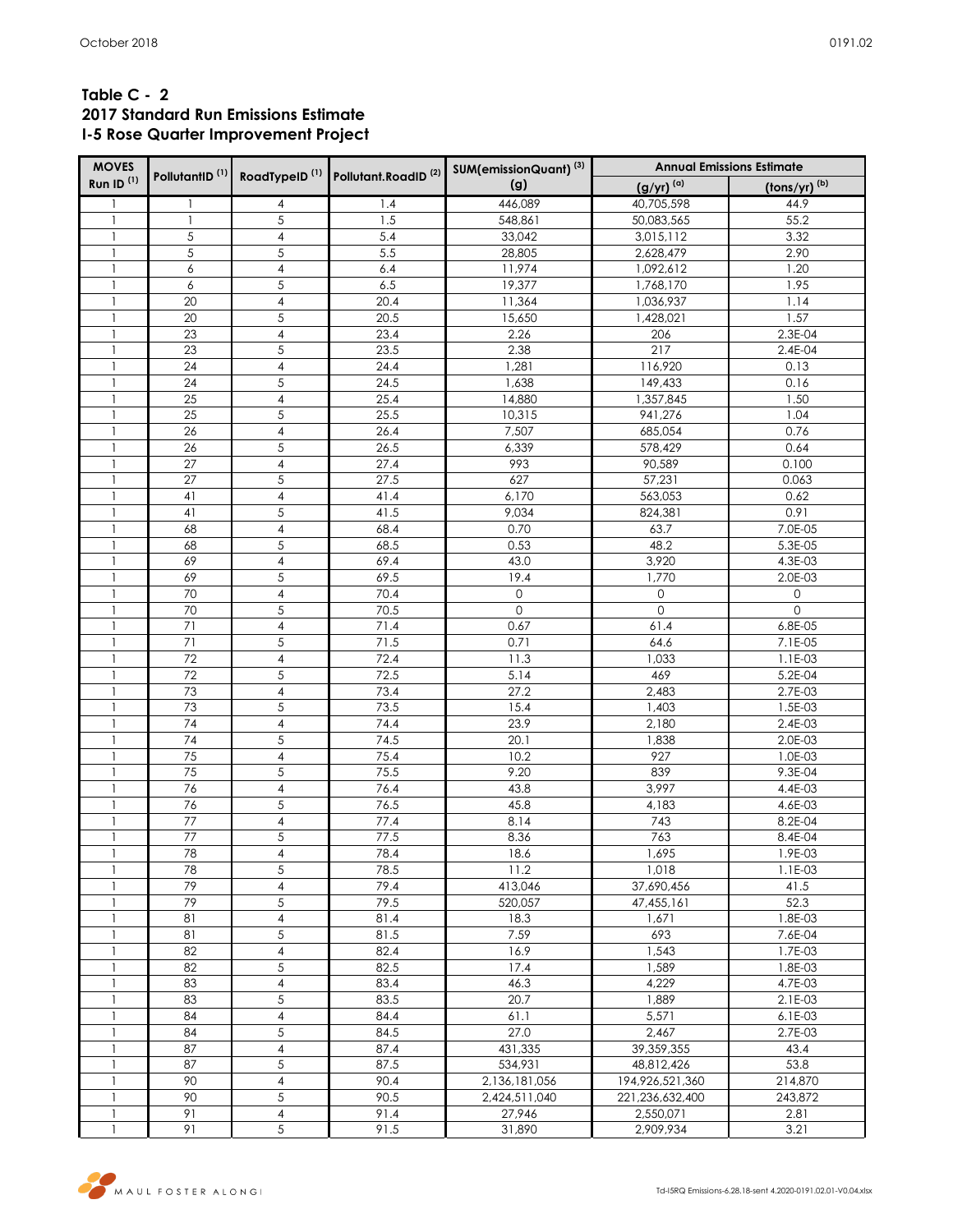**Table C - 2**
**2017 Standard Run Emissions Estimate**
**I-5 Rose Quarter Improvement Project**

| MOVES Run ID [1] | PollutantID [1] | RoadTypeID [1] | Pollutant.RoadID [2] | SUM(emissionQuant) [3] (g) | Annual Emissions Estimate (g/yr) [a] | (tons/yr) [b] |
|---|---|---|---|---|---|---|
| 1 | 1 | 4 | 1.4 | 446,089 | 40,705,598 | 44.9 |
| 1 | 1 | 5 | 1.5 | 548,861 | 50,083,565 | 55.2 |
| 1 | 5 | 4 | 5.4 | 33,042 | 3,015,112 | 3.32 |
| 1 | 5 | 5 | 5.5 | 28,805 | 2,628,479 | 2.90 |
| 1 | 6 | 4 | 6.4 | 11,974 | 1,092,612 | 1.20 |
| 1 | 6 | 5 | 6.5 | 19,377 | 1,768,170 | 1.95 |
| 1 | 20 | 4 | 20.4 | 11,364 | 1,036,937 | 1.14 |
| 1 | 20 | 5 | 20.5 | 15,650 | 1,428,021 | 1.57 |
| 1 | 23 | 4 | 23.4 | 2.26 | 206 | 2.3E-04 |
| 1 | 23 | 5 | 23.5 | 2.38 | 217 | 2.4E-04 |
| 1 | 24 | 4 | 24.4 | 1,281 | 116,920 | 0.13 |
| 1 | 24 | 5 | 24.5 | 1,638 | 149,433 | 0.16 |
| 1 | 25 | 4 | 25.4 | 14,880 | 1,357,845 | 1.50 |
| 1 | 25 | 5 | 25.5 | 10,315 | 941,276 | 1.04 |
| 1 | 26 | 4 | 26.4 | 7,507 | 685,054 | 0.76 |
| 1 | 26 | 5 | 26.5 | 6,339 | 578,429 | 0.64 |
| 1 | 27 | 4 | 27.4 | 993 | 90,589 | 0.100 |
| 1 | 27 | 5 | 27.5 | 627 | 57,231 | 0.063 |
| 1 | 41 | 4 | 41.4 | 6,170 | 563,053 | 0.62 |
| 1 | 41 | 5 | 41.5 | 9,034 | 824,381 | 0.91 |
| 1 | 68 | 4 | 68.4 | 0.70 | 63.7 | 7.0E-05 |
| 1 | 68 | 5 | 68.5 | 0.53 | 48.2 | 5.3E-05 |
| 1 | 69 | 4 | 69.4 | 43.0 | 3,920 | 4.3E-03 |
| 1 | 69 | 5 | 69.5 | 19.4 | 1,770 | 2.0E-03 |
| 1 | 70 | 4 | 70.4 | 0 | 0 | 0 |
| 1 | 70 | 5 | 70.5 | 0 | 0 | 0 |
| 1 | 71 | 4 | 71.4 | 0.67 | 61.4 | 6.8E-05 |
| 1 | 71 | 5 | 71.5 | 0.71 | 64.6 | 7.1E-05 |
| 1 | 72 | 4 | 72.4 | 11.3 | 1,033 | 1.1E-03 |
| 1 | 72 | 5 | 72.5 | 5.14 | 469 | 5.2E-04 |
| 1 | 73 | 4 | 73.4 | 27.2 | 2,483 | 2.7E-03 |
| 1 | 73 | 5 | 73.5 | 15.4 | 1,403 | 1.5E-03 |
| 1 | 74 | 4 | 74.4 | 23.9 | 2,180 | 2.4E-03 |
| 1 | 74 | 5 | 74.5 | 20.1 | 1,838 | 2.0E-03 |
| 1 | 75 | 4 | 75.4 | 10.2 | 927 | 1.0E-03 |
| 1 | 75 | 5 | 75.5 | 9.20 | 839 | 9.3E-04 |
| 1 | 76 | 4 | 76.4 | 43.8 | 3,997 | 4.4E-03 |
| 1 | 76 | 5 | 76.5 | 45.8 | 4,183 | 4.6E-03 |
| 1 | 77 | 4 | 77.4 | 8.14 | 743 | 8.2E-04 |
| 1 | 77 | 5 | 77.5 | 8.36 | 763 | 8.4E-04 |
| 1 | 78 | 4 | 78.4 | 18.6 | 1,695 | 1.9E-03 |
| 1 | 78 | 5 | 78.5 | 11.2 | 1,018 | 1.1E-03 |
| 1 | 79 | 4 | 79.4 | 413,046 | 37,690,456 | 41.5 |
| 1 | 79 | 5 | 79.5 | 520,057 | 47,455,161 | 52.3 |
| 1 | 81 | 4 | 81.4 | 18.3 | 1,671 | 1.8E-03 |
| 1 | 81 | 5 | 81.5 | 7.59 | 693 | 7.6E-04 |
| 1 | 82 | 4 | 82.4 | 16.9 | 1,543 | 1.7E-03 |
| 1 | 82 | 5 | 82.5 | 17.4 | 1,589 | 1.8E-03 |
| 1 | 83 | 4 | 83.4 | 46.3 | 4,229 | 4.7E-03 |
| 1 | 83 | 5 | 83.5 | 20.7 | 1,889 | 2.1E-03 |
| 1 | 84 | 4 | 84.4 | 61.1 | 5,571 | 6.1E-03 |
| 1 | 84 | 5 | 84.5 | 27.0 | 2,467 | 2.7E-03 |
| 1 | 87 | 4 | 87.4 | 431,335 | 39,359,355 | 43.4 |
| 1 | 87 | 5 | 87.5 | 534,931 | 48,812,426 | 53.8 |
| 1 | 90 | 4 | 90.4 | 2,136,181,056 | 194,926,521,360 | 214,870 |
| 1 | 90 | 5 | 90.5 | 2,424,511,040 | 221,236,632,400 | 243,872 |
| 1 | 91 | 4 | 91.4 | 27,946 | 2,550,071 | 2.81 |
| 1 | 91 | 5 | 91.5 | 31,890 | 2,909,934 | 3.21 |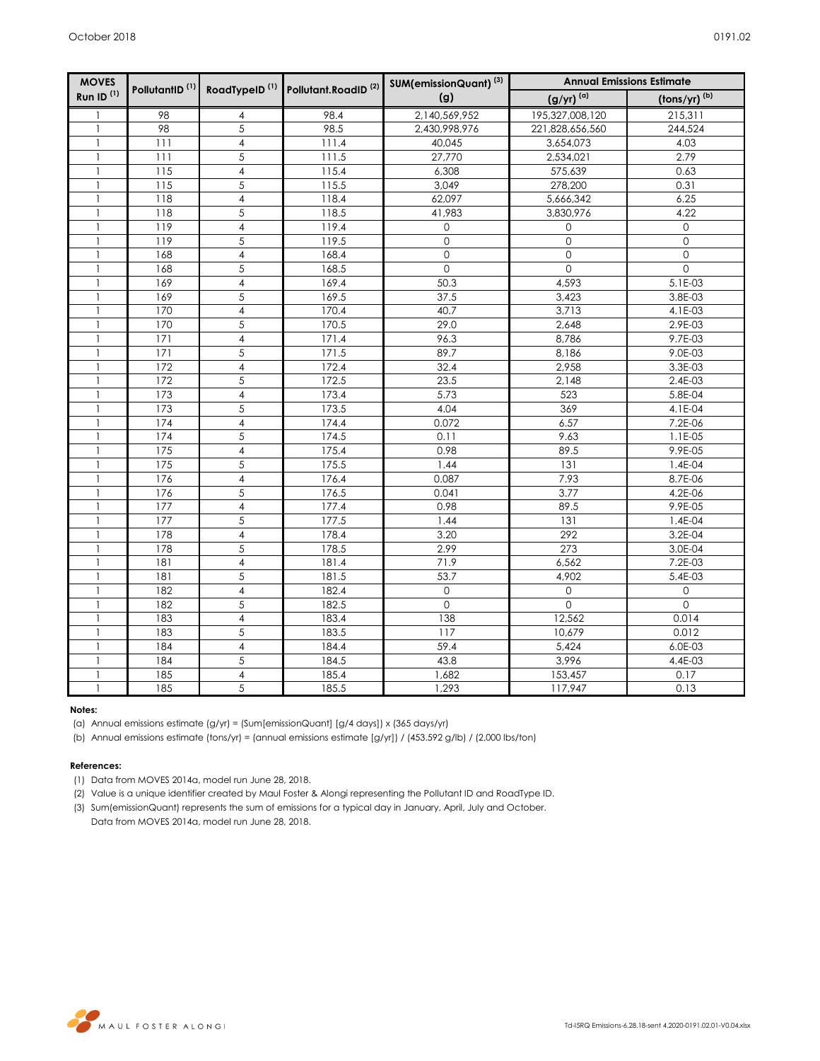| MOVES Run ID [1] | PollutantID [1] | RoadTypeID [1] | Pollutant.RoadID [2] | SUM(emissionQuant) [3] (g) | Annual Emissions Estimate | |
|---|---|---|---|---|---|---|
| | | | | | (g/yr) [a] | (tons/yr) [b] |
| 1 | 98 | 4 | 98.4 | 2,140,569,952 | 195,327,008,120 | 215,311 |
| 1 | 98 | 5 | 98.5 | 2,430,998,976 | 221,828,656,560 | 244,524 |
| 1 | 111 | 4 | 111.4 | 40,045 | 3,654,073 | 4.03 |
| 1 | 111 | 5 | 111.5 | 27,770 | 2,534,021 | 2.79 |
| 1 | 115 | 4 | 115.4 | 6,308 | 575,639 | 0.63 |
| 1 | 115 | 5 | 115.5 | 3,049 | 278,200 | 0.31 |
| 1 | 118 | 4 | 118.4 | 62,097 | 5,666,342 | 6.25 |
| 1 | 118 | 5 | 118.5 | 41,983 | 3,830,976 | 4.22 |
| 1 | 119 | 4 | 119.4 | 0 | 0 | 0 |
| 1 | 119 | 5 | 119.5 | 0 | 0 | 0 |
| 1 | 168 | 4 | 168.4 | 0 | 0 | 0 |
| 1 | 168 | 5 | 168.5 | 0 | 0 | 0 |
| 1 | 169 | 4 | 169.4 | 50.3 | 4,593 | 5.1E-03 |
| 1 | 169 | 5 | 169.5 | 37.5 | 3,423 | 3.8E-03 |
| 1 | 170 | 4 | 170.4 | 40.7 | 3,713 | 4.1E-03 |
| 1 | 170 | 5 | 170.5 | 29.0 | 2,648 | 2.9E-03 |
| 1 | 171 | 4 | 171.4 | 96.3 | 8,786 | 9.7E-03 |
| 1 | 171 | 5 | 171.5 | 89.7 | 8,186 | 9.0E-03 |
| 1 | 172 | 4 | 172.4 | 32.4 | 2,958 | 3.3E-03 |
| 1 | 172 | 5 | 172.5 | 23.5 | 2,148 | 2.4E-03 |
| 1 | 173 | 4 | 173.4 | 5.73 | 523 | 5.8E-04 |
| 1 | 173 | 5 | 173.5 | 4.04 | 369 | 4.1E-04 |
| 1 | 174 | 4 | 174.4 | 0.072 | 6.57 | 7.2E-06 |
| 1 | 174 | 5 | 174.5 | 0.11 | 9.63 | 1.1E-05 |
| 1 | 175 | 4 | 175.4 | 0.98 | 89.5 | 9.9E-05 |
| 1 | 175 | 5 | 175.5 | 1.44 | 131 | 1.4E-04 |
| 1 | 176 | 4 | 176.4 | 0.087 | 7.93 | 8.7E-06 |
| 1 | 176 | 5 | 176.5 | 0.041 | 3.77 | 4.2E-06 |
| 1 | 177 | 4 | 177.4 | 0.98 | 89.5 | 9.9E-05 |
| 1 | 177 | 5 | 177.5 | 1.44 | 131 | 1.4E-04 |
| 1 | 178 | 4 | 178.4 | 3.20 | 292 | 3.2E-04 |
| 1 | 178 | 5 | 178.5 | 2.99 | 273 | 3.0E-04 |
| 1 | 181 | 4 | 181.4 | 71.9 | 6,562 | 7.2E-03 |
| 1 | 181 | 5 | 181.5 | 53.7 | 4,902 | 5.4E-03 |
| 1 | 182 | 4 | 182.4 | 0 | 0 | 0 |
| 1 | 182 | 5 | 182.5 | 0 | 0 | 0 |
| 1 | 183 | 4 | 183.4 | 138 | 12,562 | 0.014 |
| 1 | 183 | 5 | 183.5 | 117 | 10,679 | 0.012 |
| 1 | 184 | 4 | 184.4 | 59.4 | 5,424 | 6.0E-03 |
| 1 | 184 | 5 | 184.5 | 43.8 | 3,996 | 4.4E-03 |
| 1 | 185 | 4 | 185.4 | 1,682 | 153,457 | 0.17 |
| 1 | 185 | 5 | 185.5 | 1,293 | 117,947 | 0.13 |

**Notes:**

(a) Annual emissions estimate (g/yr) = (Sum[emissionQuant] [g/4 days]) x (365 days/yr)

(b) Annual emissions estimate (tons/yr) = (annual emissions estimate [g/yr]) / (453.592 g/lb) / (2,000 lbs/ton)

**References:**

(1) Data from MOVES 2014a, model run June 28, 2018.

(2) Value is a unique identifier created by Maul Foster & Alongi representing the Pollutant ID and RoadType ID.

(3) Sum(emissionQuant) represents the sum of emissions for a typical day in January, April, July and October. Data from MOVES 2014a, model run June 28, 2018.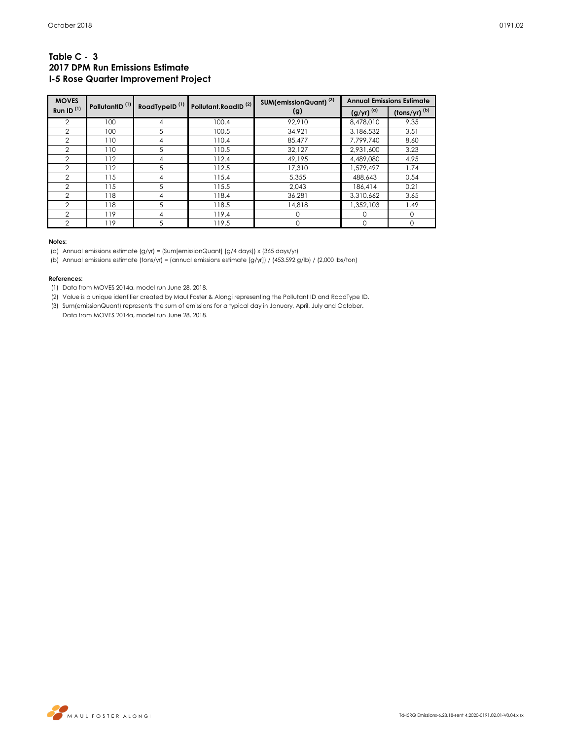## Table C - 3
## 2017 DPM Run Emissions Estimate
## I-5 Rose Quarter Improvement Project

| MOVES Run ID [1] | PollutantID [1] | RoadTypeID [1] | Pollutant.RoadID [2] | SUM(emissionQuant) [3] (g) | Annual Emissions Estimate | |
|---|---|---|---|---|---|---|
| | | | | | (g/yr) [a] | (tons/yr) [b] |
| 2 | 100 | 4 | 100.4 | 92,910 | 8,478,010 | 9.35 |
| 2 | 100 | 5 | 100.5 | 34,921 | 3,186,532 | 3.51 |
| 2 | 110 | 4 | 110.4 | 85,477 | 7,799,740 | 8.60 |
| 2 | 110 | 5 | 110.5 | 32,127 | 2,931,600 | 3.23 |
| 2 | 112 | 4 | 112.4 | 49,195 | 4,489,080 | 4.95 |
| 2 | 112 | 5 | 112.5 | 17,310 | 1,579,497 | 1.74 |
| 2 | 115 | 4 | 115.4 | 5,355 | 488,643 | 0.54 |
| 2 | 115 | 5 | 115.5 | 2,043 | 186,414 | 0.21 |
| 2 | 118 | 4 | 118.4 | 36,281 | 3,310,662 | 3.65 |
| 2 | 118 | 5 | 118.5 | 14,818 | 1,352,103 | 1.49 |
| 2 | 119 | 4 | 119.4 | 0 | 0 | 0 |
| 2 | 119 | 5 | 119.5 | 0 | 0 | 0 |

**Notes:**

(a) Annual emissions estimate (g/yr) = (Sum[emissionQuant] [g/4 days]) x (365 days/yr)

(b) Annual emissions estimate (tons/yr) = (annual emissions estimate [g/yr]) / (453.592 g/lb) / (2,000 lbs/ton)

**References:**

(1) Data from MOVES 2014a, model run June 28, 2018.

(2) Value is a unique identifier created by Maul Foster & Alongi representing the Pollutant ID and RoadType ID.

(3) Sum(emissionQuant) represents the sum of emissions for a typical day in January, April, July and October. Data from MOVES 2014a, model run June 28, 2018.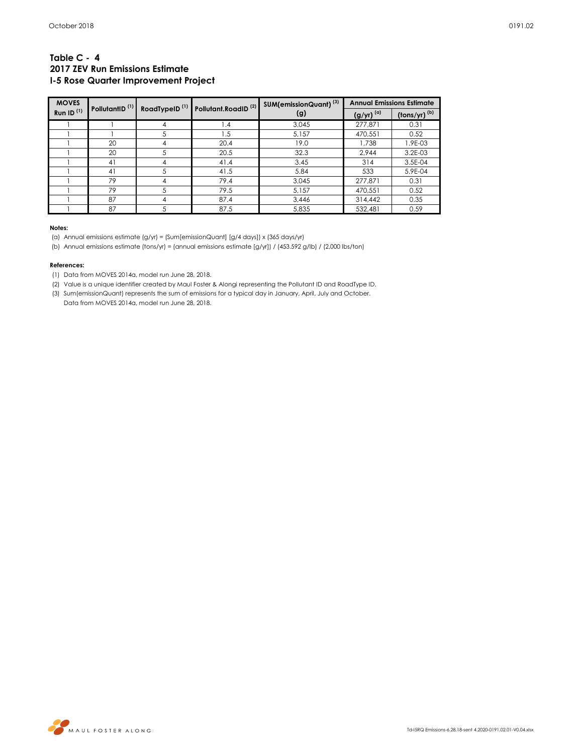### Table C - 4
### 2017 ZEV Run Emissions Estimate
### I-5 Rose Quarter Improvement Project

| MOVES Run ID [1] | PollutantID [1] | RoadTypeID [1] | Pollutant.RoadID [2] | SUM(emissionQuant) [3] (g) | Annual Emissions Estimate | |
|---|---|---|---|---|---|---|
| | | | | | (g/yr) [a] | (tons/yr) [b] |
| 1 | 1 | 4 | 1.4 | 3,045 | 277,871 | 0.31 |
| 1 | 1 | 5 | 1.5 | 5,157 | 470,551 | 0.52 |
| 1 | 20 | 4 | 20.4 | 19.0 | 1,738 | 1.9E-03 |
| 1 | 20 | 5 | 20.5 | 32.3 | 2,944 | 3.2E-03 |
| 1 | 41 | 4 | 41.4 | 3.45 | 314 | 3.5E-04 |
| 1 | 41 | 5 | 41.5 | 5.84 | 533 | 5.9E-04 |
| 1 | 79 | 4 | 79.4 | 3,045 | 277,871 | 0.31 |
| 1 | 79 | 5 | 79.5 | 5,157 | 470,551 | 0.52 |
| 1 | 87 | 4 | 87.4 | 3,446 | 314,442 | 0.35 |
| 1 | 87 | 5 | 87.5 | 5,835 | 532,481 | 0.59 |

**Notes:**

(a) Annual emissions estimate (g/yr) = (Sum[emissionQuant] [g/4 days]) x (365 days/yr)

(b) Annual emissions estimate (tons/yr) = (annual emissions estimate [g/yr]) / (453.592 g/lb) / (2,000 lbs/ton)

**References:**

(1) Data from MOVES 2014a, model run June 28, 2018.

(2) Value is a unique identifier created by Maul Foster & Alongi representing the Pollutant ID and RoadType ID.

(3) Sum(emissionQuant) represents the sum of emissions for a typical day in January, April, July and October. Data from MOVES 2014a, model run June 28, 2018.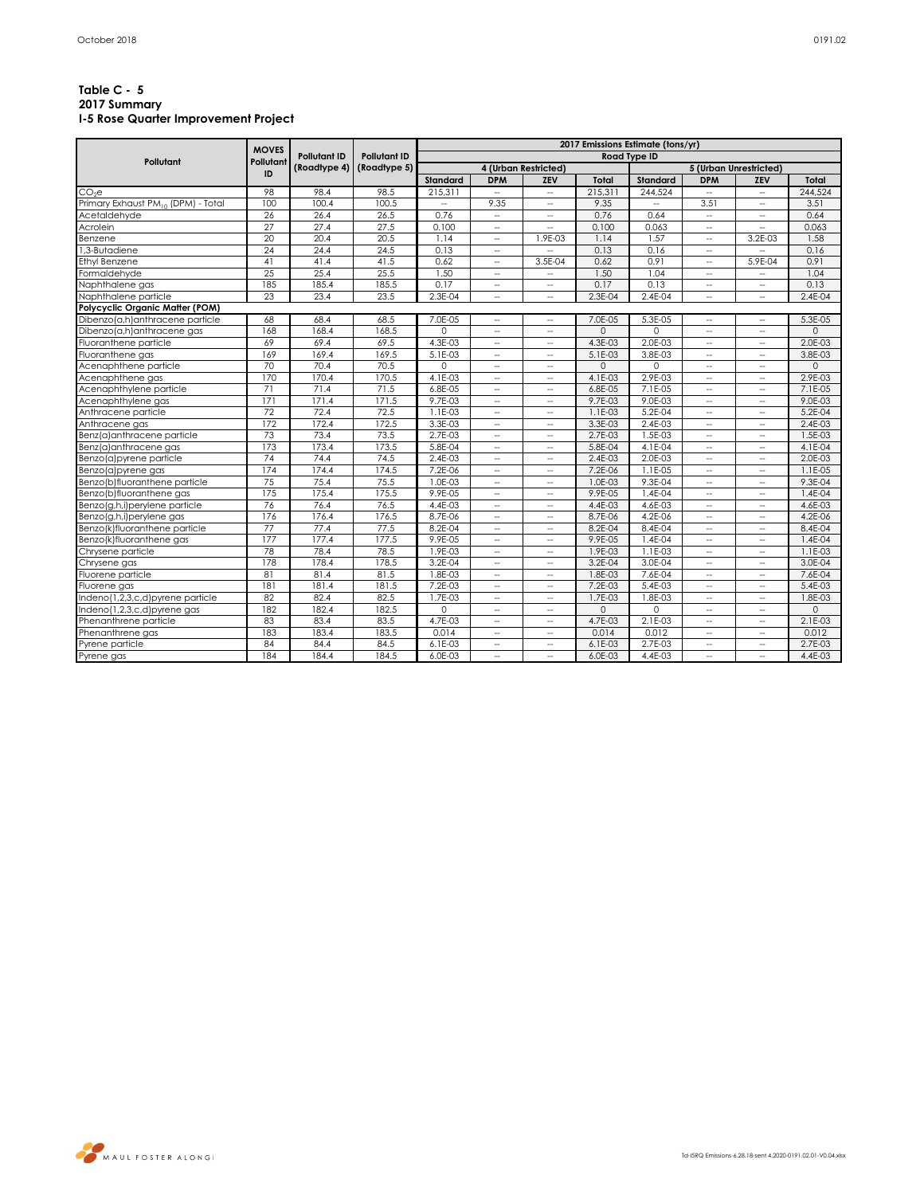**Table C - 5**
**2017 Summary**
**I-5 Rose Quarter Improvement Project**

| Pollutant | MOVES Pollutant ID | Pollutant ID (Roadtype 4) | Pollutant ID (Roadtype 5) | 2017 Emissions Estimate (tons/yr) | | | | | | | |
|---|---|---|---|---|---|---|---|---|---|---|---|
| | | | | Road Type ID | | | | | | | |
| | | | | 4 (Urban Restricted) | | | | 5 (Urban Unrestricted) | | | |
| | | | | Standard | DPM | ZEV | Total | Standard | DPM | ZEV | Total |
| $CO_2e$ | 98 | 98.4 | 98.5 | 215,311 | -- | -- | 215,311 | 244,524 | -- | -- | 244,524 |
| Primary Exhaust $PM_{10}$ (DPM) - Total | 100 | 100.4 | 100.5 | -- | 9.35 | -- | 9.35 | -- | 3.51 | -- | 3.51 |
| Acetaldehyde | 26 | 26.4 | 26.5 | 0.76 | -- | -- | 0.76 | 0.64 | -- | -- | 0.64 |
| Acrolein | 27 | 27.4 | 27.5 | 0.100 | -- | -- | 0.100 | 0.063 | -- | -- | 0.063 |
| Benzene | 20 | 20.4 | 20.5 | 1.14 | -- | 1.9E-03 | 1.14 | 1.57 | -- | 3.2E-03 | 1.58 |
| 1,3-Butadiene | 24 | 24.4 | 24.5 | 0.13 | -- | -- | 0.13 | 0.16 | -- | -- | 0.16 |
| Ethyl Benzene | 41 | 41.4 | 41.5 | 0.62 | -- | 3.5E-04 | 0.62 | 0.91 | -- | 5.9E-04 | 0.91 |
| Formaldehyde | 25 | 25.4 | 25.5 | 1.50 | -- | -- | 1.50 | 1.04 | -- | -- | 1.04 |
| Naphthalene gas | 185 | 185.4 | 185.5 | 0.17 | -- | -- | 0.17 | 0.13 | -- | -- | 0.13 |
| Naphthalene particle | 23 | 23.4 | 23.5 | 2.3E-04 | -- | -- | 2.3E-04 | 2.4E-04 | -- | -- | 2.4E-04 |
| **Polycyclic Organic Matter (POM)** | | | | | | | | | | | |
| Dibenzo(a,h)anthracene particle | 68 | 68.4 | 68.5 | 7.0E-05 | -- | -- | 7.0E-05 | 5.3E-05 | -- | -- | 5.3E-05 |
| Dibenzo(a,h)anthracene gas | 168 | 168.4 | 168.5 | 0 | -- | -- | 0 | 0 | -- | -- | 0 |
| Fluoranthene particle | 69 | 69.4 | 69.5 | 4.3E-03 | -- | -- | 4.3E-03 | 2.0E-03 | -- | -- | 2.0E-03 |
| Fluoranthene gas | 169 | 169.4 | 169.5 | 5.1E-03 | -- | -- | 5.1E-03 | 3.8E-03 | -- | -- | 3.8E-03 |
| Acenaphthene particle | 70 | 70.4 | 70.5 | 0 | -- | -- | 0 | 0 | -- | -- | 0 |
| Acenaphthene gas | 170 | 170.4 | 170.5 | 4.1E-03 | -- | -- | 4.1E-03 | 2.9E-03 | -- | -- | 2.9E-03 |
| Acenaphthylene particle | 71 | 71.4 | 71.5 | 6.8E-05 | -- | -- | 6.8E-05 | 7.1E-05 | -- | -- | 7.1E-05 |
| Acenaphthylene gas | 171 | 171.4 | 171.5 | 9.7E-03 | -- | -- | 9.7E-03 | 9.0E-03 | -- | -- | 9.0E-03 |
| Anthracene particle | 72 | 72.4 | 72.5 | 1.1E-03 | -- | -- | 1.1E-03 | 5.2E-04 | -- | -- | 5.2E-04 |
| Anthracene gas | 172 | 172.4 | 172.5 | 3.3E-03 | -- | -- | 3.3E-03 | 2.4E-03 | -- | -- | 2.4E-03 |
| Benz(a)anthracene particle | 73 | 73.4 | 73.5 | 2.7E-03 | -- | -- | 2.7E-03 | 1.5E-03 | -- | -- | 1.5E-03 |
| Benz(a)anthracene gas | 173 | 173.4 | 173.5 | 5.8E-04 | -- | -- | 5.8E-04 | 4.1E-04 | -- | -- | 4.1E-04 |
| Benzo(a)pyrene particle | 74 | 74.4 | 74.5 | 2.4E-03 | -- | -- | 2.4E-03 | 2.0E-03 | -- | -- | 2.0E-03 |
| Benzo(a)pyrene gas | 174 | 174.4 | 174.5 | 7.2E-06 | -- | -- | 7.2E-06 | 1.1E-05 | -- | -- | 1.1E-05 |
| Benzo(b)fluoranthene particle | 75 | 75.4 | 75.5 | 1.0E-03 | -- | -- | 1.0E-03 | 9.3E-04 | -- | -- | 9.3E-04 |
| Benzo(b)fluoranthene gas | 175 | 175.4 | 175.5 | 9.9E-05 | -- | -- | 9.9E-05 | 1.4E-04 | -- | -- | 1.4E-04 |
| Benzo(g,h,i)perylene particle | 76 | 76.4 | 76.5 | 4.4E-03 | -- | -- | 4.4E-03 | 4.6E-03 | -- | -- | 4.6E-03 |
| Benzo(g,h,i)perylene gas | 176 | 176.4 | 176.5 | 8.7E-06 | -- | -- | 8.7E-06 | 4.2E-06 | -- | -- | 4.2E-06 |
| Benzo(k)fluoranthene particle | 77 | 77.4 | 77.5 | 8.2E-04 | -- | -- | 8.2E-04 | 8.4E-04 | -- | -- | 8.4E-04 |
| Benzo(k)fluoranthene gas | 177 | 177.4 | 177.5 | 9.9E-05 | -- | -- | 9.9E-05 | 1.4E-04 | -- | -- | 1.4E-04 |
| Chrysene particle | 78 | 78.4 | 78.5 | 1.9E-03 | -- | -- | 1.9E-03 | 1.1E-03 | -- | -- | 1.1E-03 |
| Chrysene gas | 178 | 178.4 | 178.5 | 3.2E-04 | -- | -- | 3.2E-04 | 3.0E-04 | -- | -- | 3.0E-04 |
| Fluorene particle | 81 | 81.4 | 81.5 | 1.8E-03 | -- | -- | 1.8E-03 | 7.6E-04 | -- | -- | 7.6E-04 |
| Fluorene gas | 181 | 181.4 | 181.5 | 7.2E-03 | -- | -- | 7.2E-03 | 5.4E-03 | -- | -- | 5.4E-03 |
| Indeno(1,2,3,c,d)pyrene particle | 82 | 82.4 | 82.5 | 1.7E-03 | -- | -- | 1.7E-03 | 1.8E-03 | -- | -- | 1.8E-03 |
| Indeno(1,2,3,c,d)pyrene gas | 182 | 182.4 | 182.5 | 0 | -- | -- | 0 | 0 | -- | -- | 0 |
| Phenanthrene particle | 83 | 83.4 | 83.5 | 4.7E-03 | -- | -- | 4.7E-03 | 2.1E-03 | -- | -- | 2.1E-03 |
| Phenanthrene gas | 183 | 183.4 | 183.5 | 0.014 | -- | -- | 0.014 | 0.012 | -- | -- | 0.012 |
| Pyrene particle | 84 | 84.4 | 84.5 | 6.1E-03 | -- | -- | 6.1E-03 | 2.7E-03 | -- | -- | 2.7E-03 |
| Pyrene gas | 184 | 184.4 | 184.5 | 6.0E-03 | -- | -- | 6.0E-03 | 4.4E-03 | -- | -- | 4.4E-03 |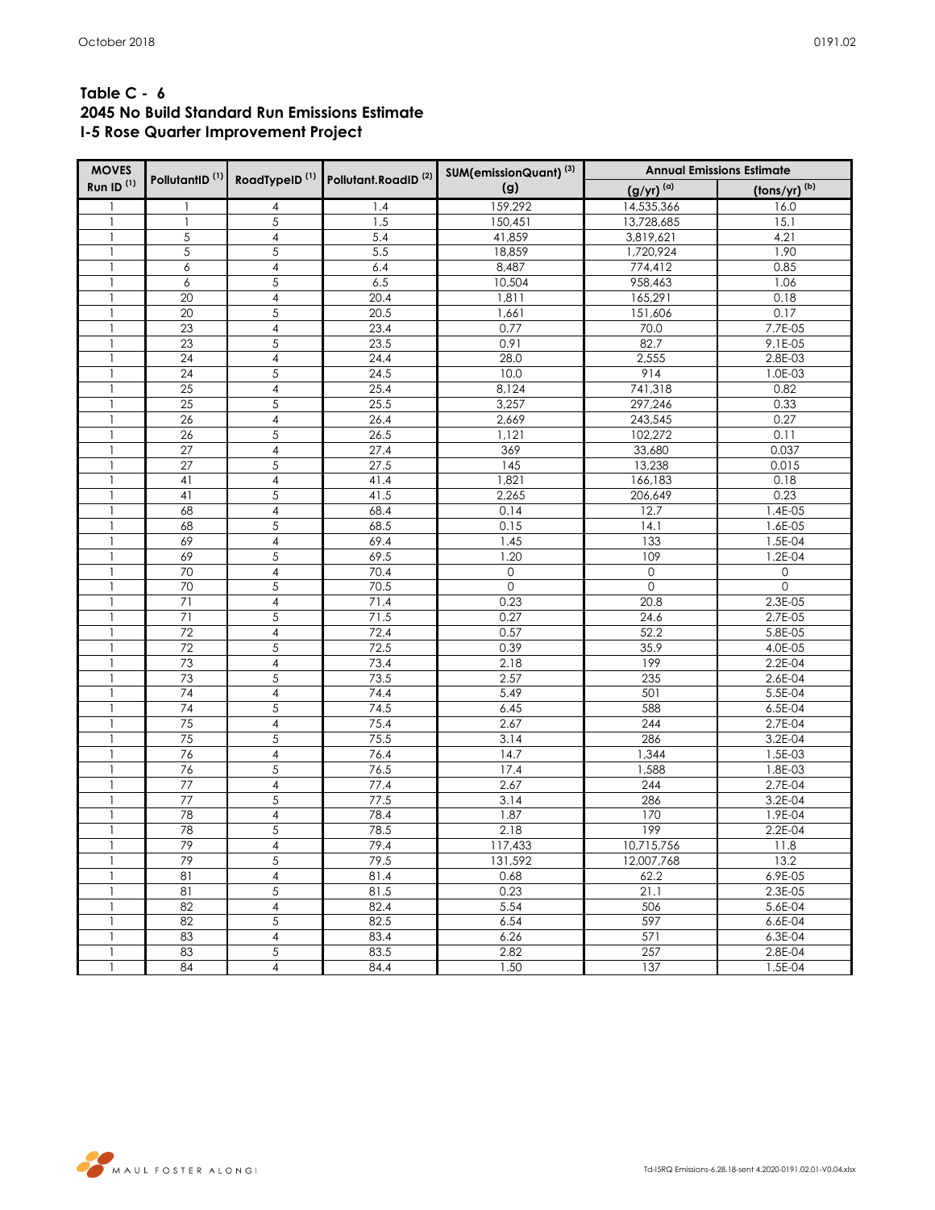**Table C - 6**
**2045 No Build Standard Run Emissions Estimate**
**I-5 Rose Quarter Improvement Project**

| MOVES Run ID [(1)] | PollutantID [(1)] | RoadTypeID [(1)] | Pollutant.RoadID [(2)] | SUM(emissionQuant) [(3)] (g) | Annual Emissions Estimate | |
|---|---|---|---|---|---|---|
| | | | | | (g/yr) [(a)] | (tons/yr) [(b)] |
| 1 | 1 | 4 | 1.4 | 159,292 | 14,535,366 | 16.0 |
| 1 | 1 | 5 | 1.5 | 150,451 | 13,728,685 | 15.1 |
| 1 | 5 | 4 | 5.4 | 41,859 | 3,819,621 | 4.21 |
| 1 | 5 | 5 | 5.5 | 18,859 | 1,720,924 | 1.90 |
| 1 | 6 | 4 | 6.4 | 8,487 | 774,412 | 0.85 |
| 1 | 6 | 5 | 6.5 | 10,504 | 958,463 | 1.06 |
| 1 | 20 | 4 | 20.4 | 1,811 | 165,291 | 0.18 |
| 1 | 20 | 5 | 20.5 | 1,661 | 151,606 | 0.17 |
| 1 | 23 | 4 | 23.4 | 0.77 | 70.0 | 7.7E-05 |
| 1 | 23 | 5 | 23.5 | 0.91 | 82.7 | 9.1E-05 |
| 1 | 24 | 4 | 24.4 | 28.0 | 2,555 | 2.8E-03 |
| 1 | 24 | 5 | 24.5 | 10.0 | 914 | 1.0E-03 |
| 1 | 25 | 4 | 25.4 | 8,124 | 741,318 | 0.82 |
| 1 | 25 | 5 | 25.5 | 3,257 | 297,246 | 0.33 |
| 1 | 26 | 4 | 26.4 | 2,669 | 243,545 | 0.27 |
| 1 | 26 | 5 | 26.5 | 1,121 | 102,272 | 0.11 |
| 1 | 27 | 4 | 27.4 | 369 | 33,680 | 0.037 |
| 1 | 27 | 5 | 27.5 | 145 | 13,238 | 0.015 |
| 1 | 41 | 4 | 41.4 | 1,821 | 166,183 | 0.18 |
| 1 | 41 | 5 | 41.5 | 2,265 | 206,649 | 0.23 |
| 1 | 68 | 4 | 68.4 | 0.14 | 12.7 | 1.4E-05 |
| 1 | 68 | 5 | 68.5 | 0.15 | 14.1 | 1.6E-05 |
| 1 | 69 | 4 | 69.4 | 1.45 | 133 | 1.5E-04 |
| 1 | 69 | 5 | 69.5 | 1.20 | 109 | 1.2E-04 |
| 1 | 70 | 4 | 70.4 | 0 | 0 | 0 |
| 1 | 70 | 5 | 70.5 | 0 | 0 | 0 |
| 1 | 71 | 4 | 71.4 | 0.23 | 20.8 | 2.3E-05 |
| 1 | 71 | 5 | 71.5 | 0.27 | 24.6 | 2.7E-05 |
| 1 | 72 | 4 | 72.4 | 0.57 | 52.2 | 5.8E-05 |
| 1 | 72 | 5 | 72.5 | 0.39 | 35.9 | 4.0E-05 |
| 1 | 73 | 4 | 73.4 | 2.18 | 199 | 2.2E-04 |
| 1 | 73 | 5 | 73.5 | 2.57 | 235 | 2.6E-04 |
| 1 | 74 | 4 | 74.4 | 5.49 | 501 | 5.5E-04 |
| 1 | 74 | 5 | 74.5 | 6.45 | 588 | 6.5E-04 |
| 1 | 75 | 4 | 75.4 | 2.67 | 244 | 2.7E-04 |
| 1 | 75 | 5 | 75.5 | 3.14 | 286 | 3.2E-04 |
| 1 | 76 | 4 | 76.4 | 14.7 | 1,344 | 1.5E-03 |
| 1 | 76 | 5 | 76.5 | 17.4 | 1,588 | 1.8E-03 |
| 1 | 77 | 4 | 77.4 | 2.67 | 244 | 2.7E-04 |
| 1 | 77 | 5 | 77.5 | 3.14 | 286 | 3.2E-04 |
| 1 | 78 | 4 | 78.4 | 1.87 | 170 | 1.9E-04 |
| 1 | 78 | 5 | 78.5 | 2.18 | 199 | 2.2E-04 |
| 1 | 79 | 4 | 79.4 | 117,433 | 10,715,756 | 11.8 |
| 1 | 79 | 5 | 79.5 | 131,592 | 12,007,768 | 13.2 |
| 1 | 81 | 4 | 81.4 | 0.68 | 62.2 | 6.9E-05 |
| 1 | 81 | 5 | 81.5 | 0.23 | 21.1 | 2.3E-05 |
| 1 | 82 | 4 | 82.4 | 5.54 | 506 | 5.6E-04 |
| 1 | 82 | 5 | 82.5 | 6.54 | 597 | 6.6E-04 |
| 1 | 83 | 4 | 83.4 | 6.26 | 571 | 6.3E-04 |
| 1 | 83 | 5 | 83.5 | 2.82 | 257 | 2.8E-04 |
| 1 | 84 | 4 | 84.4 | 1.50 | 137 | 1.5E-04 |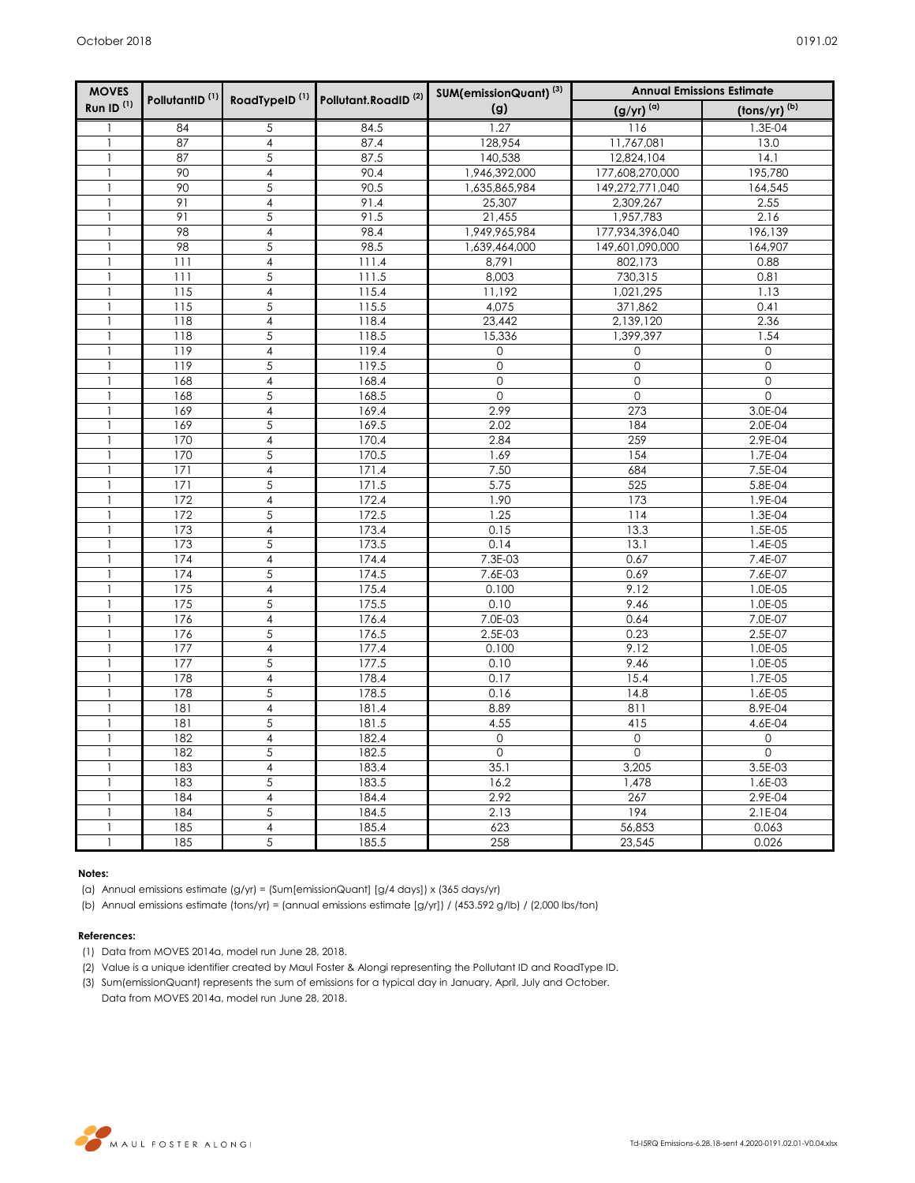| MOVES Run ID [1] | PollutantID [1] | RoadTypeID [1] | Pollutant.RoadID [2] | SUM(emissionQuant) [3] (g) | Annual Emissions Estimate | |
|---|---|---|---|---|---|---|
| | | | | | (g/yr) [(a)] | (tons/yr) [(b)] |
| 1 | 84 | 5 | 84.5 | 1.27 | 116 | 1.3E-04 |
| 1 | 87 | 4 | 87.4 | 128,954 | 11,767,081 | 13.0 |
| 1 | 87 | 5 | 87.5 | 140,538 | 12,824,104 | 14.1 |
| 1 | 90 | 4 | 90.4 | 1,946,392,000 | 177,608,270,000 | 195,780 |
| 1 | 90 | 5 | 90.5 | 1,635,865,984 | 149,272,771,040 | 164,545 |
| 1 | 91 | 4 | 91.4 | 25,307 | 2,309,267 | 2.55 |
| 1 | 91 | 5 | 91.5 | 21,455 | 1,957,783 | 2.16 |
| 1 | 98 | 4 | 98.4 | 1,949,965,984 | 177,934,396,040 | 196,139 |
| 1 | 98 | 5 | 98.5 | 1,639,464,000 | 149,601,090,000 | 164,907 |
| 1 | 111 | 4 | 111.4 | 8,791 | 802,173 | 0.88 |
| 1 | 111 | 5 | 111.5 | 8,003 | 730,315 | 0.81 |
| 1 | 115 | 4 | 115.4 | 11,192 | 1,021,295 | 1.13 |
| 1 | 115 | 5 | 115.5 | 4,075 | 371,862 | 0.41 |
| 1 | 118 | 4 | 118.4 | 23,442 | 2,139,120 | 2.36 |
| 1 | 118 | 5 | 118.5 | 15,336 | 1,399,397 | 1.54 |
| 1 | 119 | 4 | 119.4 | 0 | 0 | 0 |
| 1 | 119 | 5 | 119.5 | 0 | 0 | 0 |
| 1 | 168 | 4 | 168.4 | 0 | 0 | 0 |
| 1 | 168 | 5 | 168.5 | 0 | 0 | 0 |
| 1 | 169 | 4 | 169.4 | 2.99 | 273 | 3.0E-04 |
| 1 | 169 | 5 | 169.5 | 2.02 | 184 | 2.0E-04 |
| 1 | 170 | 4 | 170.4 | 2.84 | 259 | 2.9E-04 |
| 1 | 170 | 5 | 170.5 | 1.69 | 154 | 1.7E-04 |
| 1 | 171 | 4 | 171.4 | 7.50 | 684 | 7.5E-04 |
| 1 | 171 | 5 | 171.5 | 5.75 | 525 | 5.8E-04 |
| 1 | 172 | 4 | 172.4 | 1.90 | 173 | 1.9E-04 |
| 1 | 172 | 5 | 172.5 | 1.25 | 114 | 1.3E-04 |
| 1 | 173 | 4 | 173.4 | 0.15 | 13.3 | 1.5E-05 |
| 1 | 173 | 5 | 173.5 | 0.14 | 13.1 | 1.4E-05 |
| 1 | 174 | 4 | 174.4 | 7.3E-03 | 0.67 | 7.4E-07 |
| 1 | 174 | 5 | 174.5 | 7.6E-03 | 0.69 | 7.6E-07 |
| 1 | 175 | 4 | 175.4 | 0.100 | 9.12 | 1.0E-05 |
| 1 | 175 | 5 | 175.5 | 0.10 | 9.46 | 1.0E-05 |
| 1 | 176 | 4 | 176.4 | 7.0E-03 | 0.64 | 7.0E-07 |
| 1 | 176 | 5 | 176.5 | 2.5E-03 | 0.23 | 2.5E-07 |
| 1 | 177 | 4 | 177.4 | 0.100 | 9.12 | 1.0E-05 |
| 1 | 177 | 5 | 177.5 | 0.10 | 9.46 | 1.0E-05 |
| 1 | 178 | 4 | 178.4 | 0.17 | 15.4 | 1.7E-05 |
| 1 | 178 | 5 | 178.5 | 0.16 | 14.8 | 1.6E-05 |
| 1 | 181 | 4 | 181.4 | 8.89 | 811 | 8.9E-04 |
| 1 | 181 | 5 | 181.5 | 4.55 | 415 | 4.6E-04 |
| 1 | 182 | 4 | 182.4 | 0 | 0 | 0 |
| 1 | 182 | 5 | 182.5 | 0 | 0 | 0 |
| 1 | 183 | 4 | 183.4 | 35.1 | 3,205 | 3.5E-03 |
| 1 | 183 | 5 | 183.5 | 16.2 | 1,478 | 1.6E-03 |
| 1 | 184 | 4 | 184.4 | 2.92 | 267 | 2.9E-04 |
| 1 | 184 | 5 | 184.5 | 2.13 | 194 | 2.1E-04 |
| 1 | 185 | 4 | 185.4 | 623 | 56,853 | 0.063 |
| 1 | 185 | 5 | 185.5 | 258 | 23,545 | 0.026 |

**Notes:**

(a) Annual emissions estimate (g/yr) = (Sum[emissionQuant] [g/4 days]) x (365 days/yr)

(b) Annual emissions estimate (tons/yr) = (annual emissions estimate [g/yr]) / (453.592 g/lb) / (2,000 lbs/ton)

**References:**

(1) Data from MOVES 2014a, model run June 28, 2018.

(2) Value is a unique identifier created by Maul Foster & Alongi representing the Pollutant ID and RoadType ID.

(3) Sum(emissionQuant) represents the sum of emissions for a typical day in January, April, July and October.
Data from MOVES 2014a, model run June 28, 2018.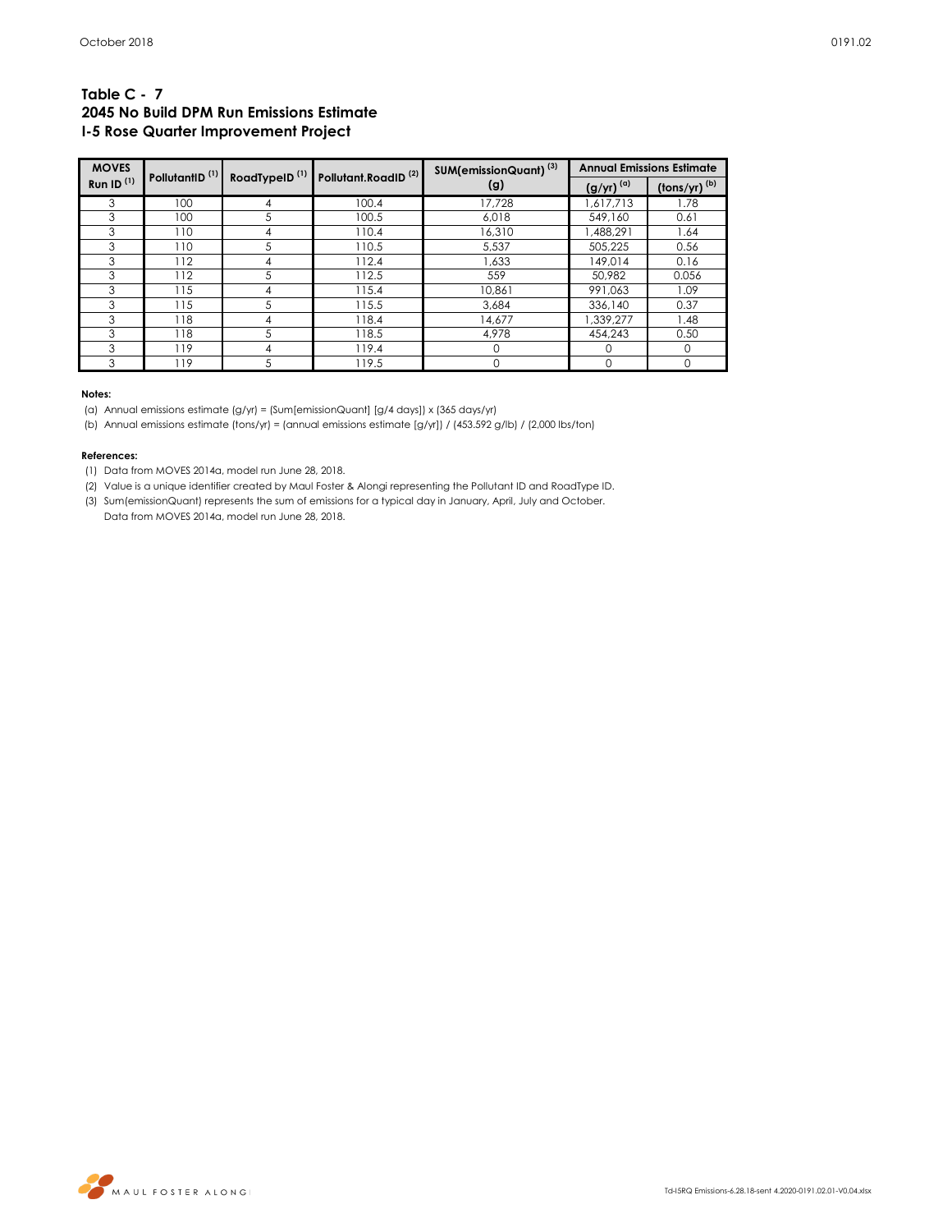# Table C - 7
## 2045 No Build DPM Run Emissions Estimate
## I-5 Rose Quarter Improvement Project

| MOVES Run ID [1] | PollutantID [1] | RoadTypeID [1] | Pollutant.RoadID [2] | SUM(emissionQuant) [3] (g) | Annual Emissions Estimate (g/yr) [a] | (tons/yr) [b] |
|---|---|---|---|---|---|---|
| 3 | 100 | 4 | 100.4 | 17,728 | 1,617,713 | 1.78 |
| 3 | 100 | 5 | 100.5 | 6,018 | 549,160 | 0.61 |
| 3 | 110 | 4 | 110.4 | 16,310 | 1,488,291 | 1.64 |
| 3 | 110 | 5 | 110.5 | 5,537 | 505,225 | 0.56 |
| 3 | 112 | 4 | 112.4 | 1,633 | 149,014 | 0.16 |
| 3 | 112 | 5 | 112.5 | 559 | 50,982 | 0.056 |
| 3 | 115 | 4 | 115.4 | 10,861 | 991,063 | 1.09 |
| 3 | 115 | 5 | 115.5 | 3,684 | 336,140 | 0.37 |
| 3 | 118 | 4 | 118.4 | 14,677 | 1,339,277 | 1.48 |
| 3 | 118 | 5 | 118.5 | 4,978 | 454,243 | 0.50 |
| 3 | 119 | 4 | 119.4 | 0 | 0 | 0 |
| 3 | 119 | 5 | 119.5 | 0 | 0 | 0 |

**Notes:**

(a) Annual emissions estimate (g/yr) = (Sum[emissionQuant] [g/4 days]) x (365 days/yr)

(b) Annual emissions estimate (tons/yr) = (annual emissions estimate [g/yr]) / (453.592 g/lb) / (2,000 lbs/ton)

**References:**

(1) Data from MOVES 2014a, model run June 28, 2018.

(2) Value is a unique identifier created by Maul Foster & Alongi representing the Pollutant ID and RoadType ID.

(3) Sum(emissionQuant) represents the sum of emissions for a typical day in January, April, July and October. Data from MOVES 2014a, model run June 28, 2018.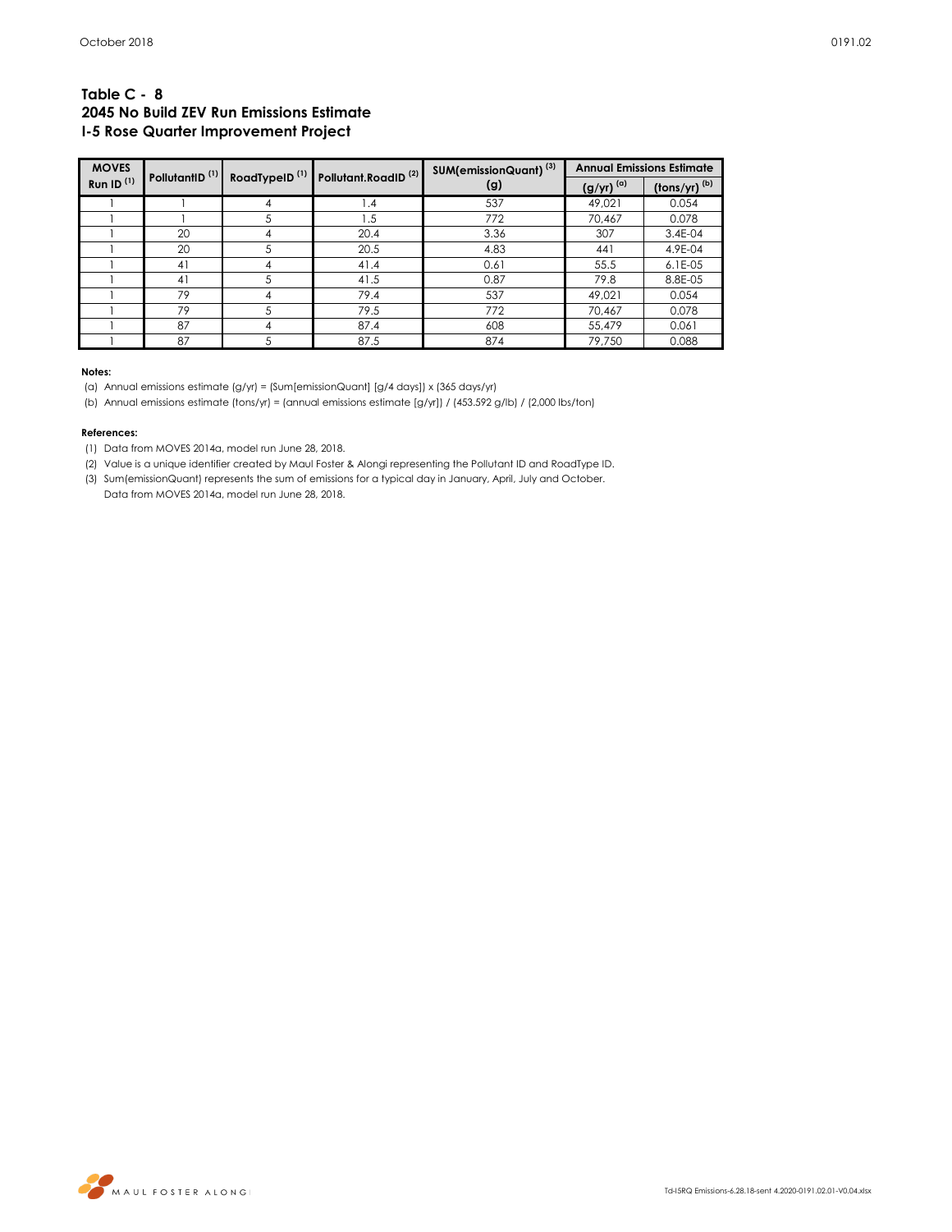# Table C - 8
## 2045 No Build ZEV Run Emissions Estimate
## I-5 Rose Quarter Improvement Project

| MOVES Run ID [1] | PollutantID [1] | RoadTypeID [1] | Pollutant.RoadID [2] | SUM(emissionQuant) [3] (g) | Annual Emissions Estimate | |
|---|---|---|---|---|---|---|
| | | | | | (g/yr) [a] | (tons/yr) [b] |
| 1 | 1 | 4 | 1.4 | 537 | 49,021 | 0.054 |
| 1 | 1 | 5 | 1.5 | 772 | 70,467 | 0.078 |
| 1 | 20 | 4 | 20.4 | 3.36 | 307 | 3.4E-04 |
| 1 | 20 | 5 | 20.5 | 4.83 | 441 | 4.9E-04 |
| 1 | 41 | 4 | 41.4 | 0.61 | 55.5 | 6.1E-05 |
| 1 | 41 | 5 | 41.5 | 0.87 | 79.8 | 8.8E-05 |
| 1 | 79 | 4 | 79.4 | 537 | 49,021 | 0.054 |
| 1 | 79 | 5 | 79.5 | 772 | 70,467 | 0.078 |
| 1 | 87 | 4 | 87.4 | 608 | 55,479 | 0.061 |
| 1 | 87 | 5 | 87.5 | 874 | 79,750 | 0.088 |

**Notes:**

(a) Annual emissions estimate (g/yr) = (Sum[emissionQuant] [g/4 days]) x (365 days/yr)

(b) Annual emissions estimate (tons/yr) = (annual emissions estimate [g/yr]) / (453.592 g/lb) / (2,000 lbs/ton)

**References:**

(1) Data from MOVES 2014a, model run June 28, 2018.

(2) Value is a unique identifier created by Maul Foster & Alongi representing the Pollutant ID and RoadType ID.

(3) Sum(emissionQuant) represents the sum of emissions for a typical day in January, April, July and October. Data from MOVES 2014a, model run June 28, 2018.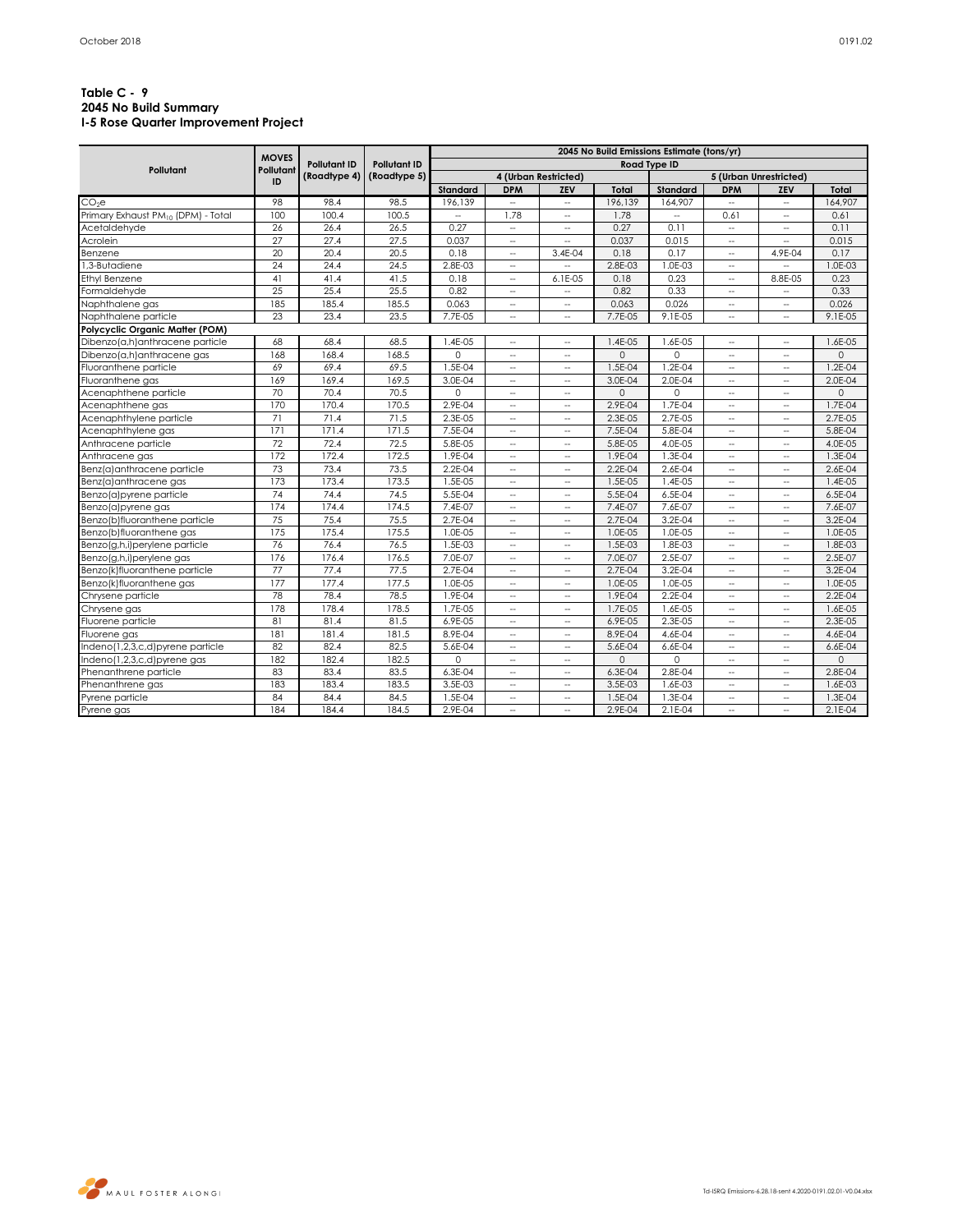**Table C - 9**
**2045 No Build Summary**
**I-5 Rose Quarter Improvement Project**

| Pollutant | MOVES Pollutant ID | Pollutant ID (Roadtype 4) | Pollutant ID (Roadtype 5) | 2045 No Build Emissions Estimate (tons/yr) | | | | | | | |
|---|---|---|---|---|---|---|---|---|---|---|---|
| | | | | Road Type ID | | | | | | | |
| | | | | 4 (Urban Restricted) | | | | 5 (Urban Unrestricted) | | | |
| | | | | Standard | DPM | ZEV | Total | Standard | DPM | ZEV | Total |
| $CO_2e$ | 98 | 98.4 | 98.5 | 196,139 | -- | -- | 196,139 | 164,907 | -- | -- | 164,907 |
| Primary Exhaust $PM_{10}$ (DPM) - Total | 100 | 100.4 | 100.5 | -- | 1.78 | -- | 1.78 | -- | 0.61 | -- | 0.61 |
| Acetaldehyde | 26 | 26.4 | 26.5 | 0.27 | -- | -- | 0.27 | 0.11 | -- | -- | 0.11 |
| Acrolein | 27 | 27.4 | 27.5 | 0.037 | -- | -- | 0.037 | 0.015 | -- | -- | 0.015 |
| Benzene | 20 | 20.4 | 20.5 | 0.18 | -- | 3.4E-04 | 0.18 | 0.17 | -- | 4.9E-04 | 0.17 |
| 1,3-Butadiene | 24 | 24.4 | 24.5 | 2.8E-03 | -- | -- | 2.8E-03 | 1.0E-03 | -- | -- | 1.0E-03 |
| Ethyl Benzene | 41 | 41.4 | 41.5 | 0.18 | -- | 6.1E-05 | 0.18 | 0.23 | -- | 8.8E-05 | 0.23 |
| Formaldehyde | 25 | 25.4 | 25.5 | 0.82 | -- | -- | 0.82 | 0.33 | -- | -- | 0.33 |
| Naphthalene gas | 185 | 185.4 | 185.5 | 0.063 | -- | -- | 0.063 | 0.026 | -- | -- | 0.026 |
| Naphthalene particle | 23 | 23.4 | 23.5 | 7.7E-05 | -- | -- | 7.7E-05 | 9.1E-05 | -- | -- | 9.1E-05 |
| **Polycyclic Organic Matter (POM)** | | | | | | | | | | | |
| Dibenzo(a,h)anthracene particle | 68 | 68.4 | 68.5 | 1.4E-05 | -- | -- | 1.4E-05 | 1.6E-05 | -- | -- | 1.6E-05 |
| Dibenzo(a,h)anthracene gas | 168 | 168.4 | 168.5 | 0 | -- | -- | 0 | 0 | -- | -- | 0 |
| Fluoranthene particle | 69 | 69.4 | 69.5 | 1.5E-04 | -- | -- | 1.5E-04 | 1.2E-04 | -- | -- | 1.2E-04 |
| Fluoranthene gas | 169 | 169.4 | 169.5 | 3.0E-04 | -- | -- | 3.0E-04 | 2.0E-04 | -- | -- | 2.0E-04 |
| Acenaphthene particle | 70 | 70.4 | 70.5 | 0 | -- | -- | 0 | 0 | -- | -- | 0 |
| Acenaphthene gas | 170 | 170.4 | 170.5 | 2.9E-04 | -- | -- | 2.9E-04 | 1.7E-04 | -- | -- | 1.7E-04 |
| Acenaphthylene particle | 71 | 71.4 | 71.5 | 2.3E-05 | -- | -- | 2.3E-05 | 2.7E-05 | -- | -- | 2.7E-05 |
| Acenaphthylene gas | 171 | 171.4 | 171.5 | 7.5E-04 | -- | -- | 7.5E-04 | 5.8E-04 | -- | -- | 5.8E-04 |
| Anthracene particle | 72 | 72.4 | 72.5 | 5.8E-05 | -- | -- | 5.8E-05 | 4.0E-05 | -- | -- | 4.0E-05 |
| Anthracene gas | 172 | 172.4 | 172.5 | 1.9E-04 | -- | -- | 1.9E-04 | 1.3E-04 | -- | -- | 1.3E-04 |
| Benz(a)anthracene particle | 73 | 73.4 | 73.5 | 2.2E-04 | -- | -- | 2.2E-04 | 2.6E-04 | -- | -- | 2.6E-04 |
| Benz(a)anthracene gas | 173 | 173.4 | 173.5 | 1.5E-05 | -- | -- | 1.5E-05 | 1.4E-05 | -- | -- | 1.4E-05 |
| Benzo(a)pyrene particle | 74 | 74.4 | 74.5 | 5.5E-04 | -- | -- | 5.5E-04 | 6.5E-04 | -- | -- | 6.5E-04 |
| Benzo(a)pyrene gas | 174 | 174.4 | 174.5 | 7.4E-07 | -- | -- | 7.4E-07 | 7.6E-07 | -- | -- | 7.6E-07 |
| Benzo(b)fluoranthene particle | 75 | 75.4 | 75.5 | 2.7E-04 | -- | -- | 2.7E-04 | 3.2E-04 | -- | -- | 3.2E-04 |
| Benzo(b)fluoranthene gas | 175 | 175.4 | 175.5 | 1.0E-05 | -- | -- | 1.0E-05 | 1.0E-05 | -- | -- | 1.0E-05 |
| Benzo(g,h,i)perylene particle | 76 | 76.4 | 76.5 | 1.5E-03 | -- | -- | 1.5E-03 | 1.8E-03 | -- | -- | 1.8E-03 |
| Benzo(g,h,i)perylene gas | 176 | 176.4 | 176.5 | 7.0E-07 | -- | -- | 7.0E-07 | 2.5E-07 | -- | -- | 2.5E-07 |
| Benzo(k)fluoranthene particle | 77 | 77.4 | 77.5 | 2.7E-04 | -- | -- | 2.7E-04 | 3.2E-04 | -- | -- | 3.2E-04 |
| Benzo(k)fluoranthene gas | 177 | 177.4 | 177.5 | 1.0E-05 | -- | -- | 1.0E-05 | 1.0E-05 | -- | -- | 1.0E-05 |
| Chrysene particle | 78 | 78.4 | 78.5 | 1.9E-04 | -- | -- | 1.9E-04 | 2.2E-04 | -- | -- | 2.2E-04 |
| Chrysene gas | 178 | 178.4 | 178.5 | 1.7E-05 | -- | -- | 1.7E-05 | 1.6E-05 | -- | -- | 1.6E-05 |
| Fluorene particle | 81 | 81.4 | 81.5 | 6.9E-05 | -- | -- | 6.9E-05 | 2.3E-05 | -- | -- | 2.3E-05 |
| Fluorene gas | 181 | 181.4 | 181.5 | 8.9E-04 | -- | -- | 8.9E-04 | 4.6E-04 | -- | -- | 4.6E-04 |
| Indeno(1,2,3,c,d)pyrene particle | 82 | 82.4 | 82.5 | 5.6E-04 | -- | -- | 5.6E-04 | 6.6E-04 | -- | -- | 6.6E-04 |
| Indeno(1,2,3,c,d)pyrene gas | 182 | 182.4 | 182.5 | 0 | -- | -- | 0 | 0 | -- | -- | 0 |
| Phenanthrene particle | 83 | 83.4 | 83.5 | 6.3E-04 | -- | -- | 6.3E-04 | 2.8E-04 | -- | -- | 2.8E-04 |
| Phenanthrene gas | 183 | 183.4 | 183.5 | 3.5E-03 | -- | -- | 3.5E-03 | 1.6E-03 | -- | -- | 1.6E-03 |
| Pyrene particle | 84 | 84.4 | 84.5 | 1.5E-04 | -- | -- | 1.5E-04 | 1.3E-04 | -- | -- | 1.3E-04 |
| Pyrene gas | 184 | 184.4 | 184.5 | 2.9E-04 | -- | -- | 2.9E-04 | 2.1E-04 | -- | -- | 2.1E-04 |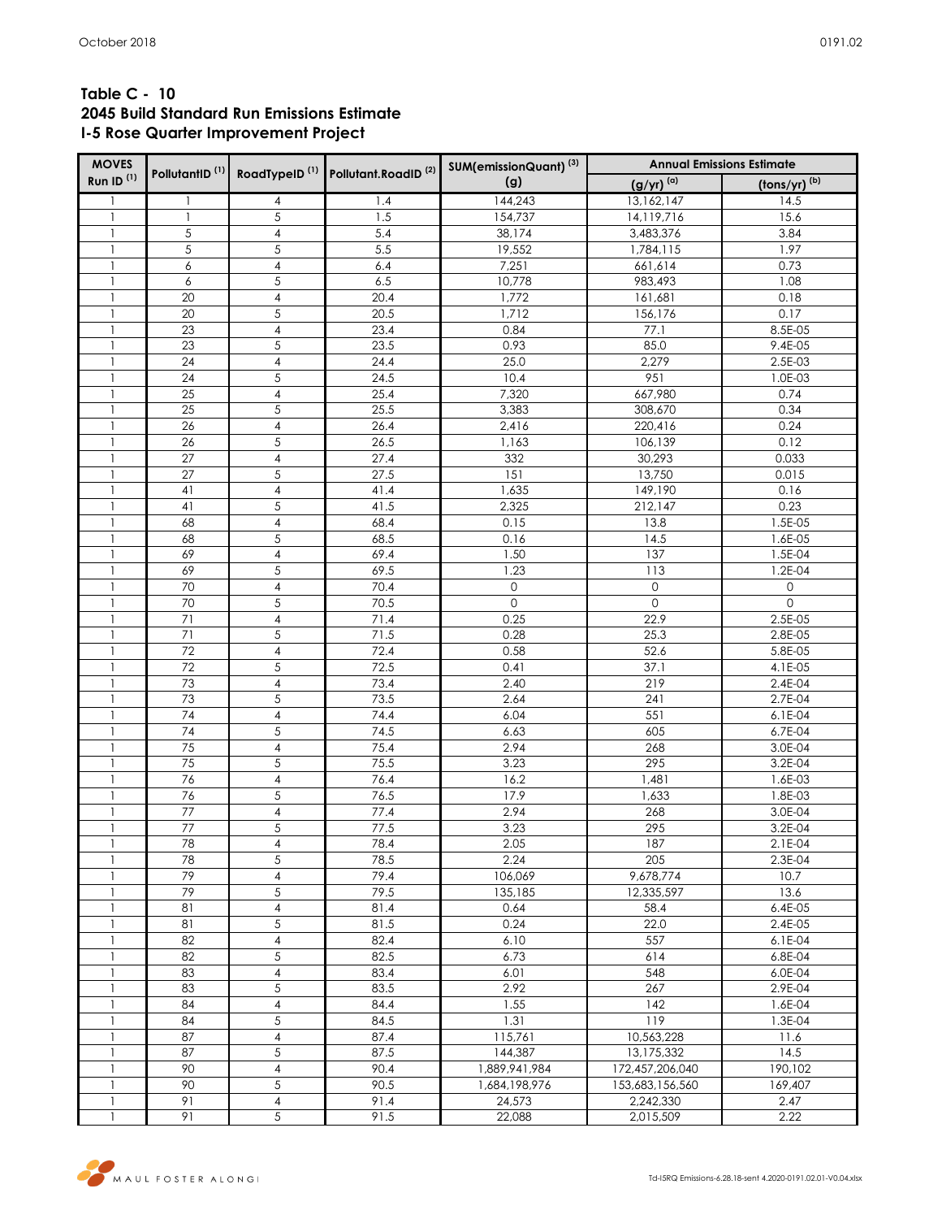**Table C - 10**
**2045 Build Standard Run Emissions Estimate**
**I-5 Rose Quarter Improvement Project**

| MOVES Run ID [1] | PollutantID [1] | RoadTypeID [1] | Pollutant.RoadID [2] | SUM(emissionQuant) [3] (g) | Annual Emissions Estimate | |
|---|---|---|---|---|---|---|
| | | | | | (g/yr) [a] | (tons/yr) [b] |
| 1 | 1 | 4 | 1.4 | 144,243 | 13,162,147 | 14.5 |
| 1 | 1 | 5 | 1.5 | 154,737 | 14,119,716 | 15.6 |
| 1 | 5 | 4 | 5.4 | 38,174 | 3,483,376 | 3.84 |
| 1 | 5 | 5 | 5.5 | 19,552 | 1,784,115 | 1.97 |
| 1 | 6 | 4 | 6.4 | 7,251 | 661,614 | 0.73 |
| 1 | 6 | 5 | 6.5 | 10,778 | 983,493 | 1.08 |
| 1 | 20 | 4 | 20.4 | 1,772 | 161,681 | 0.18 |
| 1 | 20 | 5 | 20.5 | 1,712 | 156,176 | 0.17 |
| 1 | 23 | 4 | 23.4 | 0.84 | 77.1 | 8.5E-05 |
| 1 | 23 | 5 | 23.5 | 0.93 | 85.0 | 9.4E-05 |
| 1 | 24 | 4 | 24.4 | 25.0 | 2,279 | 2.5E-03 |
| 1 | 24 | 5 | 24.5 | 10.4 | 951 | 1.0E-03 |
| 1 | 25 | 4 | 25.4 | 7,320 | 667,980 | 0.74 |
| 1 | 25 | 5 | 25.5 | 3,383 | 308,670 | 0.34 |
| 1 | 26 | 4 | 26.4 | 2,416 | 220,416 | 0.24 |
| 1 | 26 | 5 | 26.5 | 1,163 | 106,139 | 0.12 |
| 1 | 27 | 4 | 27.4 | 332 | 30,293 | 0.033 |
| 1 | 27 | 5 | 27.5 | 151 | 13,750 | 0.015 |
| 1 | 41 | 4 | 41.4 | 1,635 | 149,190 | 0.16 |
| 1 | 41 | 5 | 41.5 | 2,325 | 212,147 | 0.23 |
| 1 | 68 | 4 | 68.4 | 0.15 | 13.8 | 1.5E-05 |
| 1 | 68 | 5 | 68.5 | 0.16 | 14.5 | 1.6E-05 |
| 1 | 69 | 4 | 69.4 | 1.50 | 137 | 1.5E-04 |
| 1 | 69 | 5 | 69.5 | 1.23 | 113 | 1.2E-04 |
| 1 | 70 | 4 | 70.4 | 0 | 0 | 0 |
| 1 | 70 | 5 | 70.5 | 0 | 0 | 0 |
| 1 | 71 | 4 | 71.4 | 0.25 | 22.9 | 2.5E-05 |
| 1 | 71 | 5 | 71.5 | 0.28 | 25.3 | 2.8E-05 |
| 1 | 72 | 4 | 72.4 | 0.58 | 52.6 | 5.8E-05 |
| 1 | 72 | 5 | 72.5 | 0.41 | 37.1 | 4.1E-05 |
| 1 | 73 | 4 | 73.4 | 2.40 | 219 | 2.4E-04 |
| 1 | 73 | 5 | 73.5 | 2.64 | 241 | 2.7E-04 |
| 1 | 74 | 4 | 74.4 | 6.04 | 551 | 6.1E-04 |
| 1 | 74 | 5 | 74.5 | 6.63 | 605 | 6.7E-04 |
| 1 | 75 | 4 | 75.4 | 2.94 | 268 | 3.0E-04 |
| 1 | 75 | 5 | 75.5 | 3.23 | 295 | 3.2E-04 |
| 1 | 76 | 4 | 76.4 | 16.2 | 1,481 | 1.6E-03 |
| 1 | 76 | 5 | 76.5 | 17.9 | 1,633 | 1.8E-03 |
| 1 | 77 | 4 | 77.4 | 2.94 | 268 | 3.0E-04 |
| 1 | 77 | 5 | 77.5 | 3.23 | 295 | 3.2E-04 |
| 1 | 78 | 4 | 78.4 | 2.05 | 187 | 2.1E-04 |
| 1 | 78 | 5 | 78.5 | 2.24 | 205 | 2.3E-04 |
| 1 | 79 | 4 | 79.4 | 106,069 | 9,678,774 | 10.7 |
| 1 | 79 | 5 | 79.5 | 135,185 | 12,335,597 | 13.6 |
| 1 | 81 | 4 | 81.4 | 0.64 | 58.4 | 6.4E-05 |
| 1 | 81 | 5 | 81.5 | 0.24 | 22.0 | 2.4E-05 |
| 1 | 82 | 4 | 82.4 | 6.10 | 557 | 6.1E-04 |
| 1 | 82 | 5 | 82.5 | 6.73 | 614 | 6.8E-04 |
| 1 | 83 | 4 | 83.4 | 6.01 | 548 | 6.0E-04 |
| 1 | 83 | 5 | 83.5 | 2.92 | 267 | 2.9E-04 |
| 1 | 84 | 4 | 84.4 | 1.55 | 142 | 1.6E-04 |
| 1 | 84 | 5 | 84.5 | 1.31 | 119 | 1.3E-04 |
| 1 | 87 | 4 | 87.4 | 115,761 | 10,563,228 | 11.6 |
| 1 | 87 | 5 | 87.5 | 144,387 | 13,175,332 | 14.5 |
| 1 | 90 | 4 | 90.4 | 1,889,941,984 | 172,457,206,040 | 190,102 |
| 1 | 90 | 5 | 90.5 | 1,684,198,976 | 153,683,156,560 | 169,407 |
| 1 | 91 | 4 | 91.4 | 24,573 | 2,242,330 | 2.47 |
| 1 | 91 | 5 | 91.5 | 22,088 | 2,015,509 | 2.22 |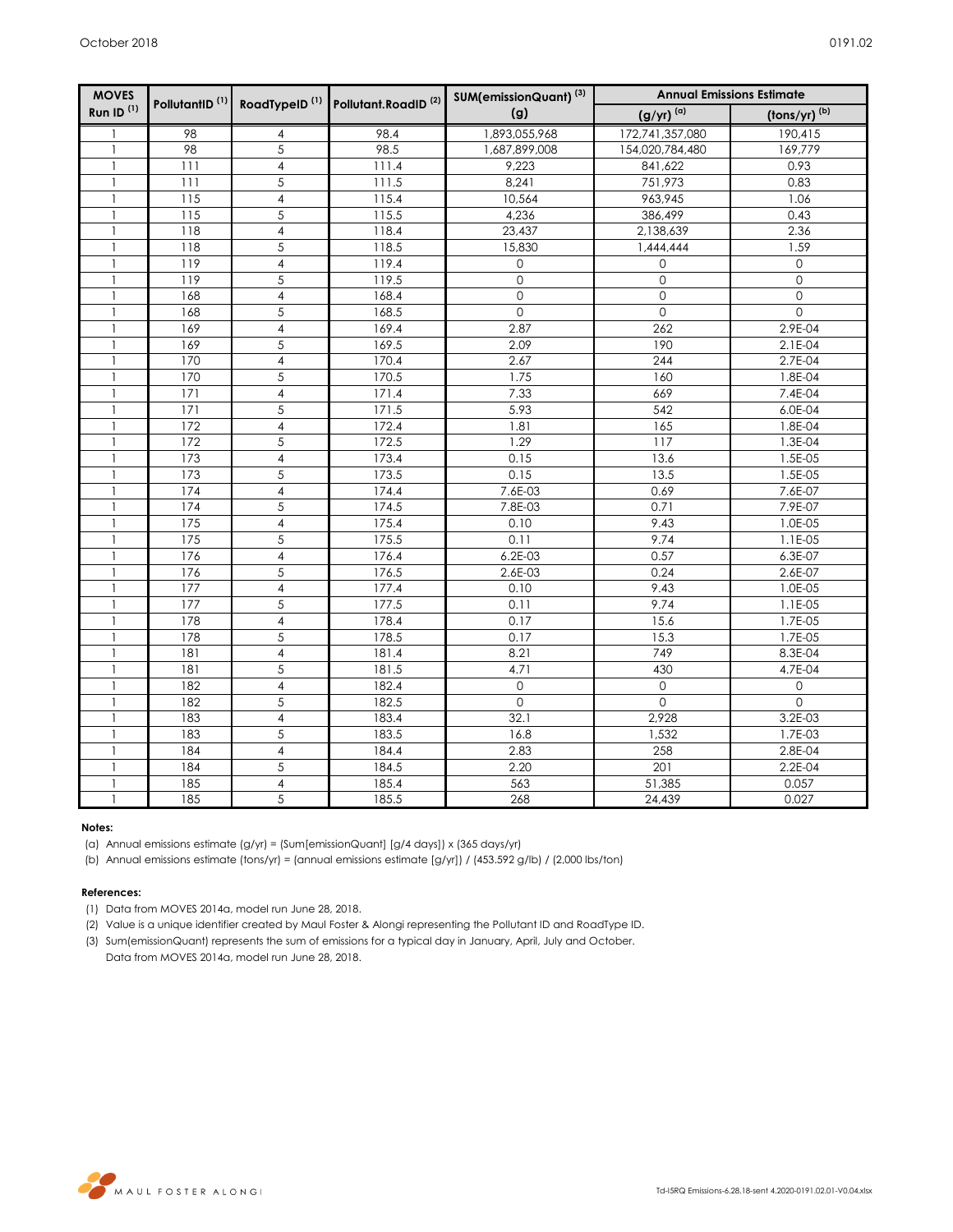| MOVES Run ID (1) | PollutantID (1) | RoadTypeID (1) | Pollutant.RoadID (2) | SUM(emissionQuant) (3) (g) | Annual Emissions Estimate | |
|---|---|---|---|---|---|---|
| | | | | | (g/yr) (a) | (tons/yr) (b) |
| 1 | 98 | 4 | 98.4 | 1,893,055,968 | 172,741,357,080 | 190,415 |
| 1 | 98 | 5 | 98.5 | 1,687,899,008 | 154,020,784,480 | 169,779 |
| 1 | 111 | 4 | 111.4 | 9,223 | 841,622 | 0.93 |
| 1 | 111 | 5 | 111.5 | 8,241 | 751,973 | 0.83 |
| 1 | 115 | 4 | 115.4 | 10,564 | 963,945 | 1.06 |
| 1 | 115 | 5 | 115.5 | 4,236 | 386,499 | 0.43 |
| 1 | 118 | 4 | 118.4 | 23,437 | 2,138,639 | 2.36 |
| 1 | 118 | 5 | 118.5 | 15,830 | 1,444,444 | 1.59 |
| 1 | 119 | 4 | 119.4 | 0 | 0 | 0 |
| 1 | 119 | 5 | 119.5 | 0 | 0 | 0 |
| 1 | 168 | 4 | 168.4 | 0 | 0 | 0 |
| 1 | 168 | 5 | 168.5 | 0 | 0 | 0 |
| 1 | 169 | 4 | 169.4 | 2.87 | 262 | 2.9E-04 |
| 1 | 169 | 5 | 169.5 | 2.09 | 190 | 2.1E-04 |
| 1 | 170 | 4 | 170.4 | 2.67 | 244 | 2.7E-04 |
| 1 | 170 | 5 | 170.5 | 1.75 | 160 | 1.8E-04 |
| 1 | 171 | 4 | 171.4 | 7.33 | 669 | 7.4E-04 |
| 1 | 171 | 5 | 171.5 | 5.93 | 542 | 6.0E-04 |
| 1 | 172 | 4 | 172.4 | 1.81 | 165 | 1.8E-04 |
| 1 | 172 | 5 | 172.5 | 1.29 | 117 | 1.3E-04 |
| 1 | 173 | 4 | 173.4 | 0.15 | 13.6 | 1.5E-05 |
| 1 | 173 | 5 | 173.5 | 0.15 | 13.5 | 1.5E-05 |
| 1 | 174 | 4 | 174.4 | 7.6E-03 | 0.69 | 7.6E-07 |
| 1 | 174 | 5 | 174.5 | 7.8E-03 | 0.71 | 7.9E-07 |
| 1 | 175 | 4 | 175.4 | 0.10 | 9.43 | 1.0E-05 |
| 1 | 175 | 5 | 175.5 | 0.11 | 9.74 | 1.1E-05 |
| 1 | 176 | 4 | 176.4 | 6.2E-03 | 0.57 | 6.3E-07 |
| 1 | 176 | 5 | 176.5 | 2.6E-03 | 0.24 | 2.6E-07 |
| 1 | 177 | 4 | 177.4 | 0.10 | 9.43 | 1.0E-05 |
| 1 | 177 | 5 | 177.5 | 0.11 | 9.74 | 1.1E-05 |
| 1 | 178 | 4 | 178.4 | 0.17 | 15.6 | 1.7E-05 |
| 1 | 178 | 5 | 178.5 | 0.17 | 15.3 | 1.7E-05 |
| 1 | 181 | 4 | 181.4 | 8.21 | 749 | 8.3E-04 |
| 1 | 181 | 5 | 181.5 | 4.71 | 430 | 4.7E-04 |
| 1 | 182 | 4 | 182.4 | 0 | 0 | 0 |
| 1 | 182 | 5 | 182.5 | 0 | 0 | 0 |
| 1 | 183 | 4 | 183.4 | 32.1 | 2,928 | 3.2E-03 |
| 1 | 183 | 5 | 183.5 | 16.8 | 1,532 | 1.7E-03 |
| 1 | 184 | 4 | 184.4 | 2.83 | 258 | 2.8E-04 |
| 1 | 184 | 5 | 184.5 | 2.20 | 201 | 2.2E-04 |
| 1 | 185 | 4 | 185.4 | 563 | 51,385 | 0.057 |
| 1 | 185 | 5 | 185.5 | 268 | 24,439 | 0.027 |

**Notes:**

(a) Annual emissions estimate (g/yr) = (Sum[emissionQuant] [g/4 days]) x (365 days/yr)

(b) Annual emissions estimate (tons/yr) = (annual emissions estimate [g/yr]) / (453.592 g/lb) / (2,000 lbs/ton)

**References:**

(1) Data from MOVES 2014a, model run June 28, 2018.

(2) Value is a unique identifier created by Maul Foster & Alongi representing the Pollutant ID and RoadType ID.

(3) Sum(emissionQuant) represents the sum of emissions for a typical day in January, April, July and October.
Data from MOVES 2014a, model run June 28, 2018.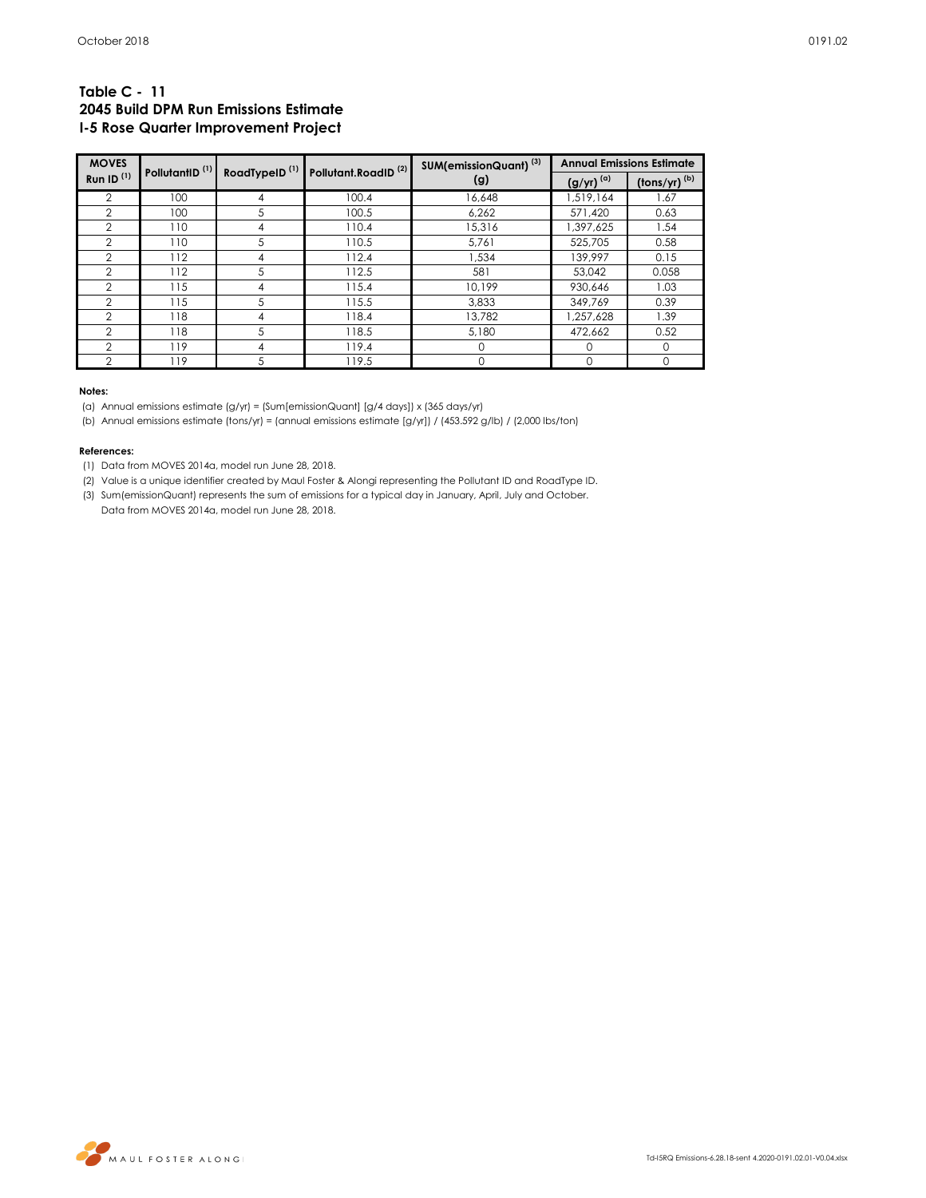**Table C - 11**
**2045 Build DPM Run Emissions Estimate**
**I-5 Rose Quarter Improvement Project**

| MOVES Run ID [(1)] | PollutantID [(1)] | RoadTypeID [(1)] | Pollutant.RoadID [(2)] | SUM(emissionQuant) [(3)] (g) | Annual Emissions Estimate | |
|---|---|---|---|---|---|---|
| | | | | | (g/yr) [(a)] | (tons/yr) [(b)] |
| 2 | 100 | 4 | 100.4 | 16,648 | 1,519,164 | 1.67 |
| 2 | 100 | 5 | 100.5 | 6,262 | 571,420 | 0.63 |
| 2 | 110 | 4 | 110.4 | 15,316 | 1,397,625 | 1.54 |
| 2 | 110 | 5 | 110.5 | 5,761 | 525,705 | 0.58 |
| 2 | 112 | 4 | 112.4 | 1,534 | 139,997 | 0.15 |
| 2 | 112 | 5 | 112.5 | 581 | 53,042 | 0.058 |
| 2 | 115 | 4 | 115.4 | 10,199 | 930,646 | 1.03 |
| 2 | 115 | 5 | 115.5 | 3,833 | 349,769 | 0.39 |
| 2 | 118 | 4 | 118.4 | 13,782 | 1,257,628 | 1.39 |
| 2 | 118 | 5 | 118.5 | 5,180 | 472,662 | 0.52 |
| 2 | 119 | 4 | 119.4 | 0 | 0 | 0 |
| 2 | 119 | 5 | 119.5 | 0 | 0 | 0 |

**Notes:**

(a) Annual emissions estimate (g/yr) = (Sum[emissionQuant] [g/4 days]) x (365 days/yr)

(b) Annual emissions estimate (tons/yr) = (annual emissions estimate [g/yr]) / (453.592 g/lb) / (2,000 lbs/ton)

**References:**

(1) Data from MOVES 2014a, model run June 28, 2018.

(2) Value is a unique identifier created by Maul Foster & Alongi representing the Pollutant ID and RoadType ID.

(3) Sum(emissionQuant) represents the sum of emissions for a typical day in January, April, July and October. Data from MOVES 2014a, model run June 28, 2018.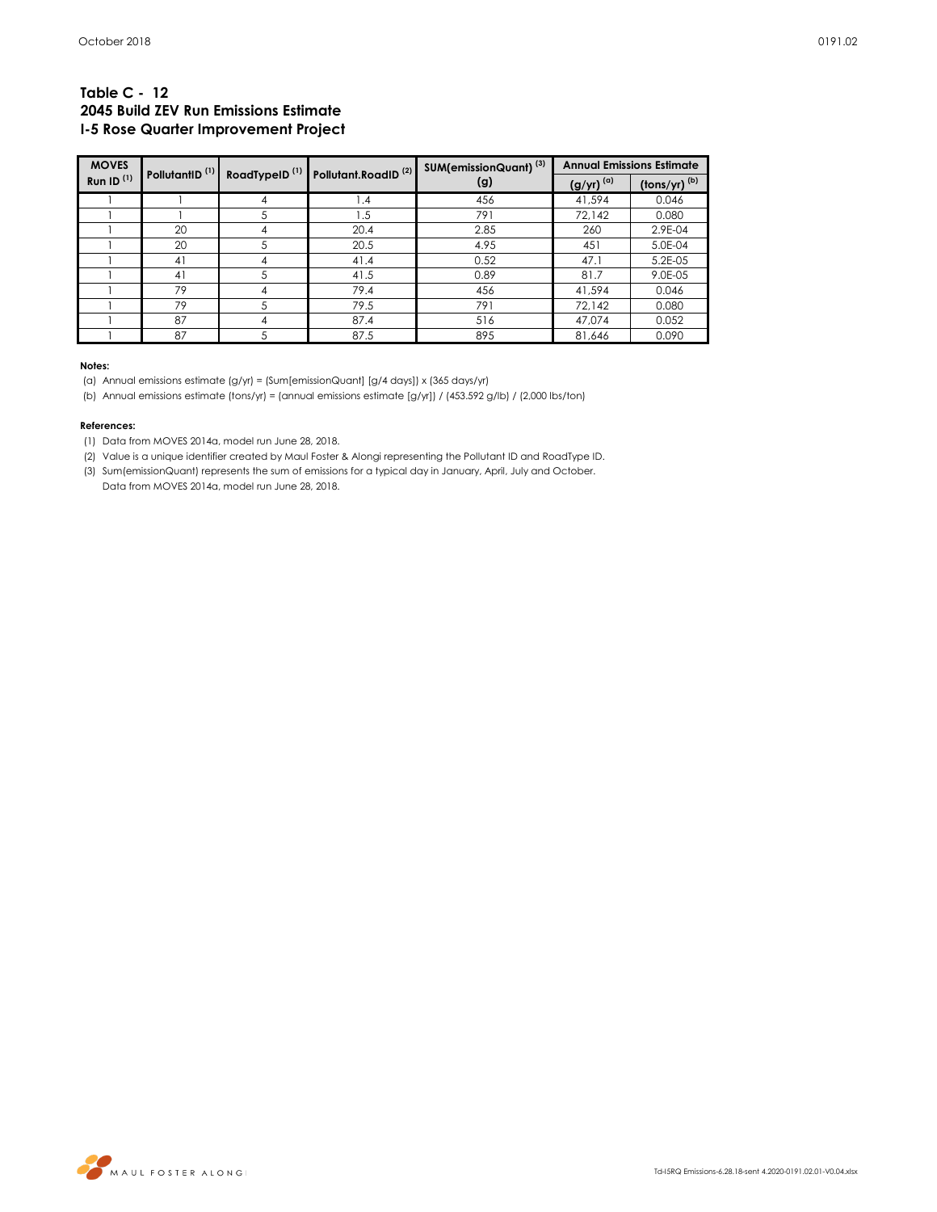**Table C - 12**
**2045 Build ZEV Run Emissions Estimate**
**I-5 Rose Quarter Improvement Project**

| MOVES Run ID [(1)] | PollutantID [(1)] | RoadTypeID [(1)] | Pollutant.RoadID [(2)] | SUM(emissionQuant) [(3)] (g) | Annual Emissions Estimate (g/yr) [(a)] | Annual Emissions Estimate (tons/yr) [(b)] |
|---|---|---|---|---|---|---|
| 1 | 1 | 4 | 1.4 | 456 | 41,594 | 0.046 |
| 1 | 1 | 5 | 1.5 | 791 | 72,142 | 0.080 |
| 1 | 20 | 4 | 20.4 | 2.85 | 260 | 2.9E-04 |
| 1 | 20 | 5 | 20.5 | 4.95 | 451 | 5.0E-04 |
| 1 | 41 | 4 | 41.4 | 0.52 | 47.1 | 5.2E-05 |
| 1 | 41 | 5 | 41.5 | 0.89 | 81.7 | 9.0E-05 |
| 1 | 79 | 4 | 79.4 | 456 | 41,594 | 0.046 |
| 1 | 79 | 5 | 79.5 | 791 | 72,142 | 0.080 |
| 1 | 87 | 4 | 87.4 | 516 | 47,074 | 0.052 |
| 1 | 87 | 5 | 87.5 | 895 | 81,646 | 0.090 |

**Notes:**

(a) Annual emissions estimate (g/yr) = (Sum[emissionQuant] [g/4 days]) x (365 days/yr)

(b) Annual emissions estimate (tons/yr) = (annual emissions estimate [g/yr]) / (453.592 g/lb) / (2,000 lbs/ton)

**References:**

(1) Data from MOVES 2014a, model run June 28, 2018.

(2) Value is a unique identifier created by Maul Foster & Alongi representing the Pollutant ID and RoadType ID.

(3) Sum(emissionQuant) represents the sum of emissions for a typical day in January, April, July and October. Data from MOVES 2014a, model run June 28, 2018.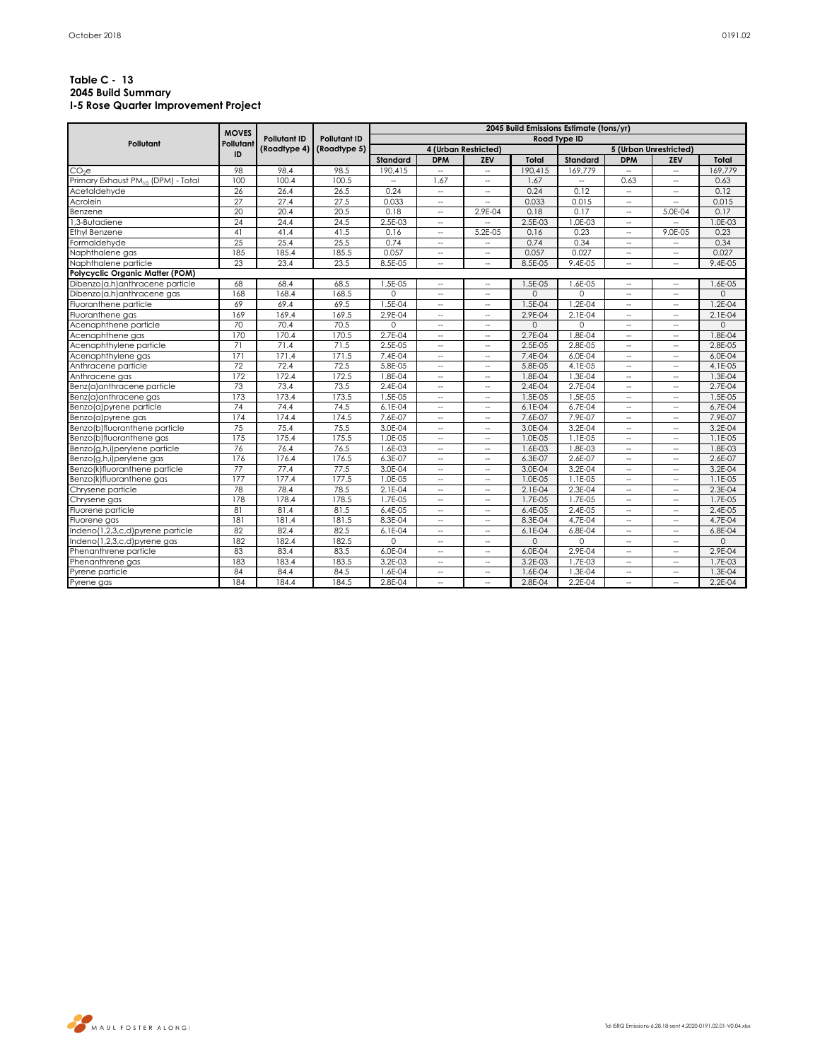### Table C - 13
### 2045 Build Summary
### I-5 Rose Quarter Improvement Project

| Pollutant | MOVES Pollutant ID | Pollutant ID (Roadtype 4) | Pollutant ID (Roadtype 5) | 2045 Build Emissions Estimate (tons/yr) | | | | | | | |
|---|---|---|---|---|---|---|---|---|---|---|---|
| | | | | Road Type ID | | | | | | | |
| | | | | 4 (Urban Restricted) | | | | 5 (Urban Unrestricted) | | | |
| | | | | Standard | DPM | ZEV | Total | Standard | DPM | ZEV | Total |
| $CO_2e$ | 98 | 98.4 | 98.5 | 190,415 | -- | -- | 190,415 | 169,779 | -- | -- | 169,779 |
| Primary Exhaust $PM_{10}$ (DPM) - Total | 100 | 100.4 | 100.5 | -- | 1.67 | -- | 1.67 | -- | 0.63 | -- | 0.63 |
| Acetaldehyde | 26 | 26.4 | 26.5 | 0.24 | -- | -- | 0.24 | 0.12 | -- | -- | 0.12 |
| Acrolein | 27 | 27.4 | 27.5 | 0.033 | -- | -- | 0.033 | 0.015 | -- | -- | 0.015 |
| Benzene | 20 | 20.4 | 20.5 | 0.18 | -- | 2.9E-04 | 0.18 | 0.17 | -- | 5.0E-04 | 0.17 |
| 1,3-Butadiene | 24 | 24.4 | 24.5 | 2.5E-03 | -- | -- | 2.5E-03 | 1.0E-03 | -- | -- | 1.0E-03 |
| Ethyl Benzene | 41 | 41.4 | 41.5 | 0.16 | -- | 5.2E-05 | 0.16 | 0.23 | -- | 9.0E-05 | 0.23 |
| Formaldehyde | 25 | 25.4 | 25.5 | 0.74 | -- | -- | 0.74 | 0.34 | -- | -- | 0.34 |
| Naphthalene gas | 185 | 185.4 | 185.5 | 0.057 | -- | -- | 0.057 | 0.027 | -- | -- | 0.027 |
| Naphthalene particle | 23 | 23.4 | 23.5 | 8.5E-05 | -- | -- | 8.5E-05 | 9.4E-05 | -- | -- | 9.4E-05 |
| **Polycyclic Organic Matter (POM)** | | | | | | | | | | | |
| Dibenzo(a,h)anthracene particle | 68 | 68.4 | 68.5 | 1.5E-05 | -- | -- | 1.5E-05 | 1.6E-05 | -- | -- | 1.6E-05 |
| Dibenzo(a,h)anthracene gas | 168 | 168.4 | 168.5 | 0 | -- | -- | 0 | 0 | -- | -- | 0 |
| Fluoranthene particle | 69 | 69.4 | 69.5 | 1.5E-04 | -- | -- | 1.5E-04 | 1.2E-04 | -- | -- | 1.2E-04 |
| Fluoranthene gas | 169 | 169.4 | 169.5 | 2.9E-04 | -- | -- | 2.9E-04 | 2.1E-04 | -- | -- | 2.1E-04 |
| Acenaphthene particle | 70 | 70.4 | 70.5 | 0 | -- | -- | 0 | 0 | -- | -- | 0 |
| Acenaphthene gas | 170 | 170.4 | 170.5 | 2.7E-04 | -- | -- | 2.7E-04 | 1.8E-04 | -- | -- | 1.8E-04 |
| Acenaphthylene particle | 71 | 71.4 | 71.5 | 2.5E-05 | -- | -- | 2.5E-05 | 2.8E-05 | -- | -- | 2.8E-05 |
| Acenaphthylene gas | 171 | 171.4 | 171.5 | 7.4E-04 | -- | -- | 7.4E-04 | 6.0E-04 | -- | -- | 6.0E-04 |
| Anthracene particle | 72 | 72.4 | 72.5 | 5.8E-05 | -- | -- | 5.8E-05 | 4.1E-05 | -- | -- | 4.1E-05 |
| Anthracene gas | 172 | 172.4 | 172.5 | 1.8E-04 | -- | -- | 1.8E-04 | 1.3E-04 | -- | -- | 1.3E-04 |
| Benz(a)anthracene particle | 73 | 73.4 | 73.5 | 2.4E-04 | -- | -- | 2.4E-04 | 2.7E-04 | -- | -- | 2.7E-04 |
| Benz(a)anthracene gas | 173 | 173.4 | 173.5 | 1.5E-05 | -- | -- | 1.5E-05 | 1.5E-05 | -- | -- | 1.5E-05 |
| Benzo(a)pyrene particle | 74 | 74.4 | 74.5 | 6.1E-04 | -- | -- | 6.1E-04 | 6.7E-04 | -- | -- | 6.7E-04 |
| Benzo(a)pyrene gas | 174 | 174.4 | 174.5 | 7.6E-07 | -- | -- | 7.6E-07 | 7.9E-07 | -- | -- | 7.9E-07 |
| Benzo(b)fluoranthene particle | 75 | 75.4 | 75.5 | 3.0E-04 | -- | -- | 3.0E-04 | 3.2E-04 | -- | -- | 3.2E-04 |
| Benzo(b)fluoranthene gas | 175 | 175.4 | 175.5 | 1.0E-05 | -- | -- | 1.0E-05 | 1.1E-05 | -- | -- | 1.1E-05 |
| Benzo(g,h,i)perylene particle | 76 | 76.4 | 76.5 | 1.6E-03 | -- | -- | 1.6E-03 | 1.8E-03 | -- | -- | 1.8E-03 |
| Benzo(g,h,i)perylene gas | 176 | 176.4 | 176.5 | 6.3E-07 | -- | -- | 6.3E-07 | 2.6E-07 | -- | -- | 2.6E-07 |
| Benzo(k)fluoranthene particle | 77 | 77.4 | 77.5 | 3.0E-04 | -- | -- | 3.0E-04 | 3.2E-04 | -- | -- | 3.2E-04 |
| Benzo(k)fluoranthene gas | 177 | 177.4 | 177.5 | 1.0E-05 | -- | -- | 1.0E-05 | 1.1E-05 | -- | -- | 1.1E-05 |
| Chrysene particle | 78 | 78.4 | 78.5 | 2.1E-04 | -- | -- | 2.1E-04 | 2.3E-04 | -- | -- | 2.3E-04 |
| Chrysene gas | 178 | 178.4 | 178.5 | 1.7E-05 | -- | -- | 1.7E-05 | 1.7E-05 | -- | -- | 1.7E-05 |
| Fluorene particle | 81 | 81.4 | 81.5 | 6.4E-05 | -- | -- | 6.4E-05 | 2.4E-05 | -- | -- | 2.4E-05 |
| Fluorene gas | 181 | 181.4 | 181.5 | 8.3E-04 | -- | -- | 8.3E-04 | 4.7E-04 | -- | -- | 4.7E-04 |
| Indeno(1,2,3,c,d)pyrene particle | 82 | 82.4 | 82.5 | 6.1E-04 | -- | -- | 6.1E-04 | 6.8E-04 | -- | -- | 6.8E-04 |
| Indeno(1,2,3,c,d)pyrene gas | 182 | 182.4 | 182.5 | 0 | -- | -- | 0 | 0 | -- | -- | 0 |
| Phenanthrene particle | 83 | 83.4 | 83.5 | 6.0E-04 | -- | -- | 6.0E-04 | 2.9E-04 | -- | -- | 2.9E-04 |
| Phenanthrene gas | 183 | 183.4 | 183.5 | 3.2E-03 | -- | -- | 3.2E-03 | 1.7E-03 | -- | -- | 1.7E-03 |
| Pyrene particle | 84 | 84.4 | 84.5 | 1.6E-04 | -- | -- | 1.6E-04 | 1.3E-04 | -- | -- | 1.3E-04 |
| Pyrene gas | 184 | 184.4 | 184.5 | 2.8E-04 | -- | -- | 2.8E-04 | 2.2E-04 | -- | -- | 2.2E-04 |